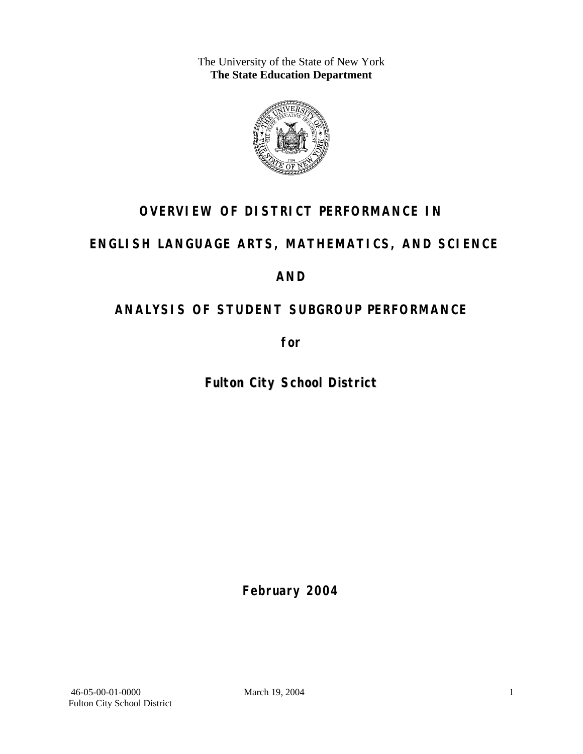The University of the State of New York
**The State Education Department**

# OVERVIEW OF DISTRICT PERFORMANCE IN

# ENGLISH LANGUAGE ARTS, MATHEMATICS, AND SCIENCE

# AND

# ANALYSIS OF STUDENT SUBGROUP PERFORMANCE

**for**

## Fulton City School District

**February 2004**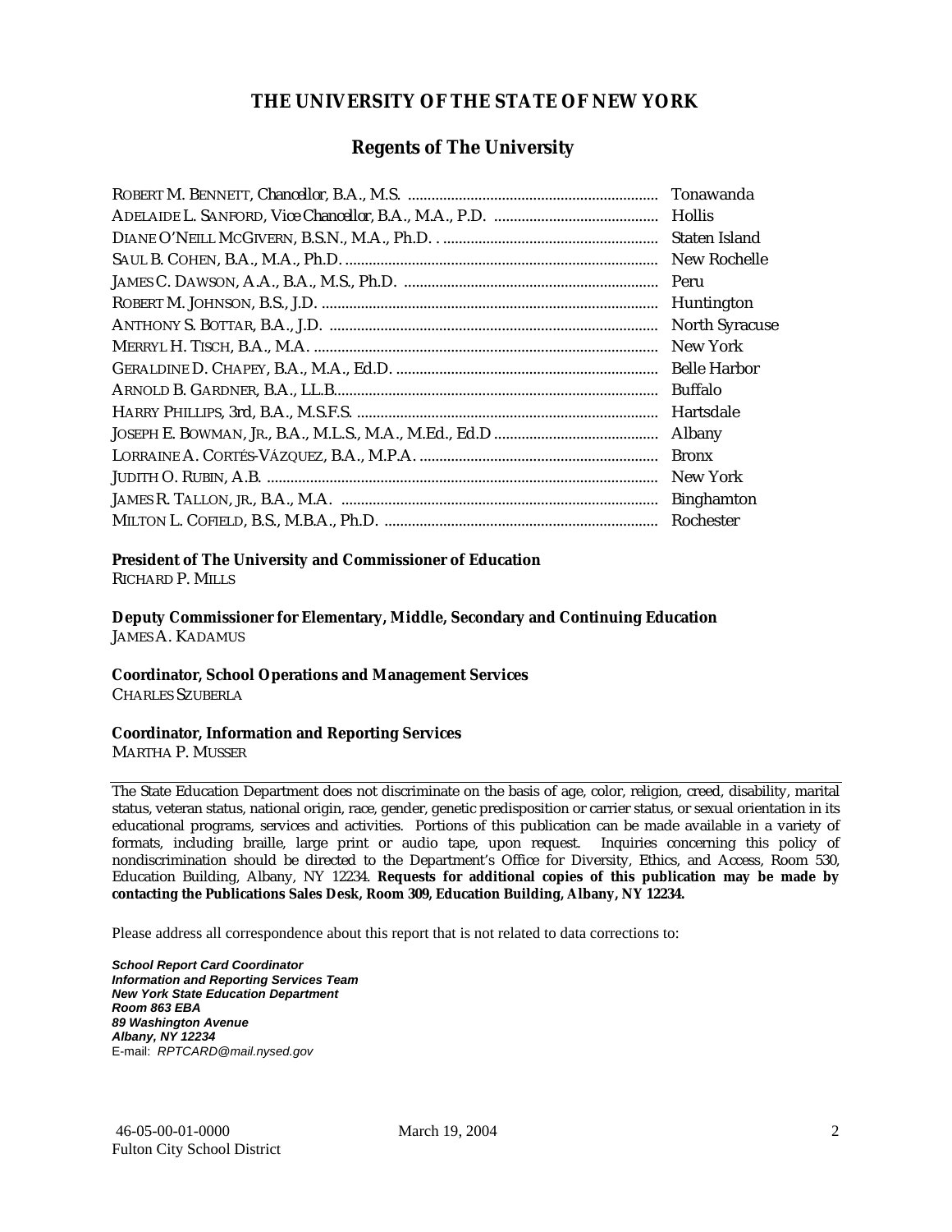# THE UNIVERSITY OF THE STATE OF NEW YORK

## Regents of The University

| | |
|---|---|
| ROBERT M. BENNETT, *Chancellor*, B.A., M.S. | Tonawanda |
| ADELAIDE L. SANFORD, *Vice Chancellor*, B.A., M.A., P.D. | Hollis |
| DIANE O'NEILL MCGIVERN, B.S.N., M.A., Ph.D. | Staten Island |
| SAUL B. COHEN, B.A., M.A., Ph.D. | New Rochelle |
| JAMES C. DAWSON, A.A., B.A., M.S., Ph.D. | Peru |
| ROBERT M. JOHNSON, B.S., J.D. | Huntington |
| ANTHONY S. BOTTAR, B.A., J.D. | North Syracuse |
| MERRYL H. TISCH, B.A., M.A. | New York |
| GERALDINE D. CHAPEY, B.A., M.A., Ed.D. | Belle Harbor |
| ARNOLD B. GARDNER, B.A., LL.B. | Buffalo |
| HARRY PHILLIPS, 3rd, B.A., M.S.F.S. | Hartsdale |
| JOSEPH E. BOWMAN, JR., B.A., M.L.S., M.A., M.Ed., Ed.D | Albany |
| LORRAINE A. CORTÉS-VÁZQUEZ, B.A., M.P.A. | Bronx |
| JUDITH O. RUBIN, A.B. | New York |
| JAMES R. TALLON, JR., B.A., M.A. | Binghamton |
| MILTON L. COFIELD, B.S., M.B.A., Ph.D. | Rochester |

**President of The University and Commissioner of Education**
RICHARD P. MILLS

**Deputy Commissioner for Elementary, Middle, Secondary and Continuing Education**
JAMES A. KADAMUS

**Coordinator, School Operations and Management Services**
CHARLES SZUBERLA

**Coordinator, Information and Reporting Services**
MARTHA P. MUSSER

---

The State Education Department does not discriminate on the basis of age, color, religion, creed, disability, marital status, veteran status, national origin, race, gender, genetic predisposition or carrier status, or sexual orientation in its educational programs, services and activities. Portions of this publication can be made available in a variety of formats, including braille, large print or audio tape, upon request. Inquiries concerning this policy of nondiscrimination should be directed to the Department's Office for Diversity, Ethics, and Access, Room 530, Education Building, Albany, NY 12234. **Requests for additional copies of this publication may be made by contacting the Publications Sales Desk, Room 309, Education Building, Albany, NY 12234.**

Please address all correspondence about this report that is not related to data corrections to:

***School Report Card Coordinator***
***Information and Reporting Services Team***
***New York State Education Department***
***Room 863 EBA***
***89 Washington Avenue***
***Albany, NY 12234***
E-mail: *RPTCARD@mail.nysed.gov*

46-05-00-01-0000 March 19, 2004
Fulton City School District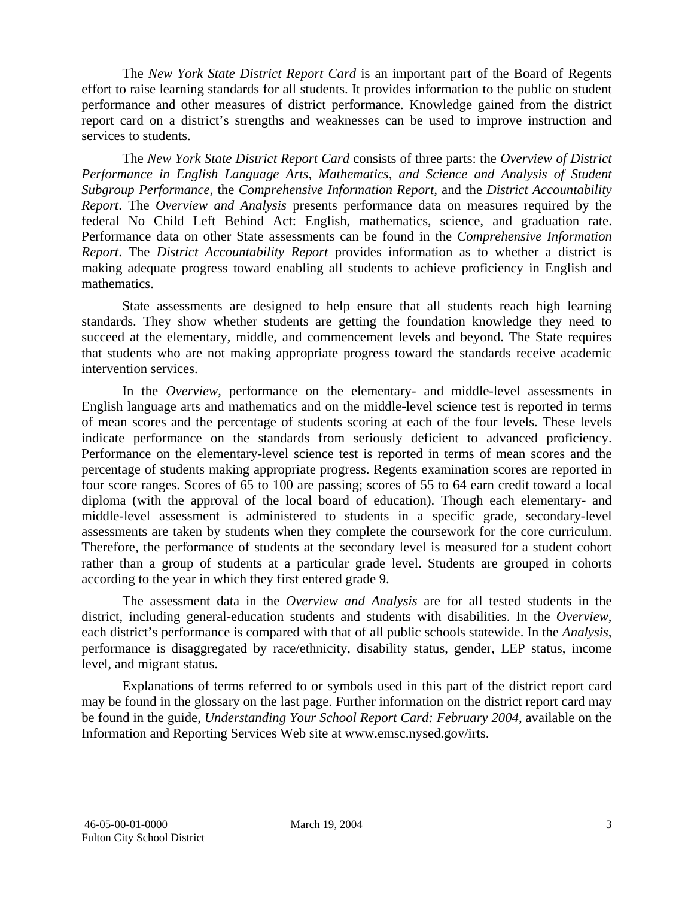The *New York State District Report Card* is an important part of the Board of Regents effort to raise learning standards for all students. It provides information to the public on student performance and other measures of district performance. Knowledge gained from the district report card on a district's strengths and weaknesses can be used to improve instruction and services to students.

The *New York State District Report Card* consists of three parts: the *Overview of District Performance in English Language Arts, Mathematics, and Science and Analysis of Student Subgroup Performance,* the *Comprehensive Information Report,* and the *District Accountability Report*. The *Overview and Analysis* presents performance data on measures required by the federal No Child Left Behind Act: English, mathematics, science, and graduation rate. Performance data on other State assessments can be found in the *Comprehensive Information Report*. The *District Accountability Report* provides information as to whether a district is making adequate progress toward enabling all students to achieve proficiency in English and mathematics.

State assessments are designed to help ensure that all students reach high learning standards. They show whether students are getting the foundation knowledge they need to succeed at the elementary, middle, and commencement levels and beyond. The State requires that students who are not making appropriate progress toward the standards receive academic intervention services.

In the *Overview*, performance on the elementary- and middle-level assessments in English language arts and mathematics and on the middle-level science test is reported in terms of mean scores and the percentage of students scoring at each of the four levels. These levels indicate performance on the standards from seriously deficient to advanced proficiency. Performance on the elementary-level science test is reported in terms of mean scores and the percentage of students making appropriate progress. Regents examination scores are reported in four score ranges. Scores of 65 to 100 are passing; scores of 55 to 64 earn credit toward a local diploma (with the approval of the local board of education). Though each elementary- and middle-level assessment is administered to students in a specific grade, secondary-level assessments are taken by students when they complete the coursework for the core curriculum. Therefore, the performance of students at the secondary level is measured for a student cohort rather than a group of students at a particular grade level. Students are grouped in cohorts according to the year in which they first entered grade 9.

The assessment data in the *Overview and Analysis* are for all tested students in the district, including general-education students and students with disabilities. In the *Overview*, each district's performance is compared with that of all public schools statewide. In the *Analysis*, performance is disaggregated by race/ethnicity, disability status, gender, LEP status, income level, and migrant status.

Explanations of terms referred to or symbols used in this part of the district report card may be found in the glossary on the last page. Further information on the district report card may be found in the guide, *Understanding Your School Report Card: February 2004*, available on the Information and Reporting Services Web site at www.emsc.nysed.gov/irts.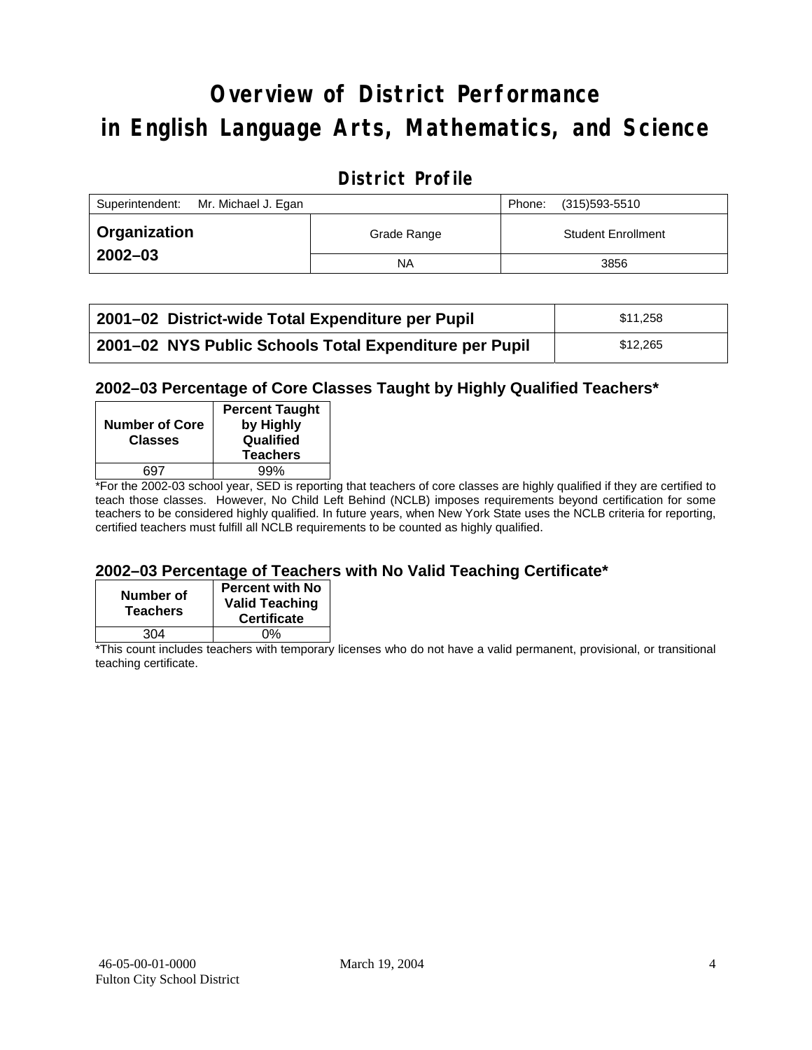# Overview of District Performance in English Language Arts, Mathematics, and Science

## District Profile

| Superintendent: Mr. Michael J. Egan | | Phone: (315)593-5510 |
|---|---|---|
| **Organization 2002–03** | Grade Range | Student Enrollment |
| | NA | 3856 |

| | |
|---|---|
| **2001–02 District-wide Total Expenditure per Pupil** | $11,258 |
| **2001–02 NYS Public Schools Total Expenditure per Pupil** | $12,265 |

### 2002–03 Percentage of Core Classes Taught by Highly Qualified Teachers*

| Number of Core Classes | Percent Taught by Highly Qualified Teachers |
|---|---|
| 697 | 99% |

*For the 2002-03 school year, SED is reporting that teachers of core classes are highly qualified if they are certified to teach those classes. However, No Child Left Behind (NCLB) imposes requirements beyond certification for some teachers to be considered highly qualified. In future years, when New York State uses the NCLB criteria for reporting, certified teachers must fulfill all NCLB requirements to be counted as highly qualified.

### 2002–03 Percentage of Teachers with No Valid Teaching Certificate*

| Number of Teachers | Percent with No Valid Teaching Certificate |
|---|---|
| 304 | 0% |

*This count includes teachers with temporary licenses who do not have a valid permanent, provisional, or transitional teaching certificate.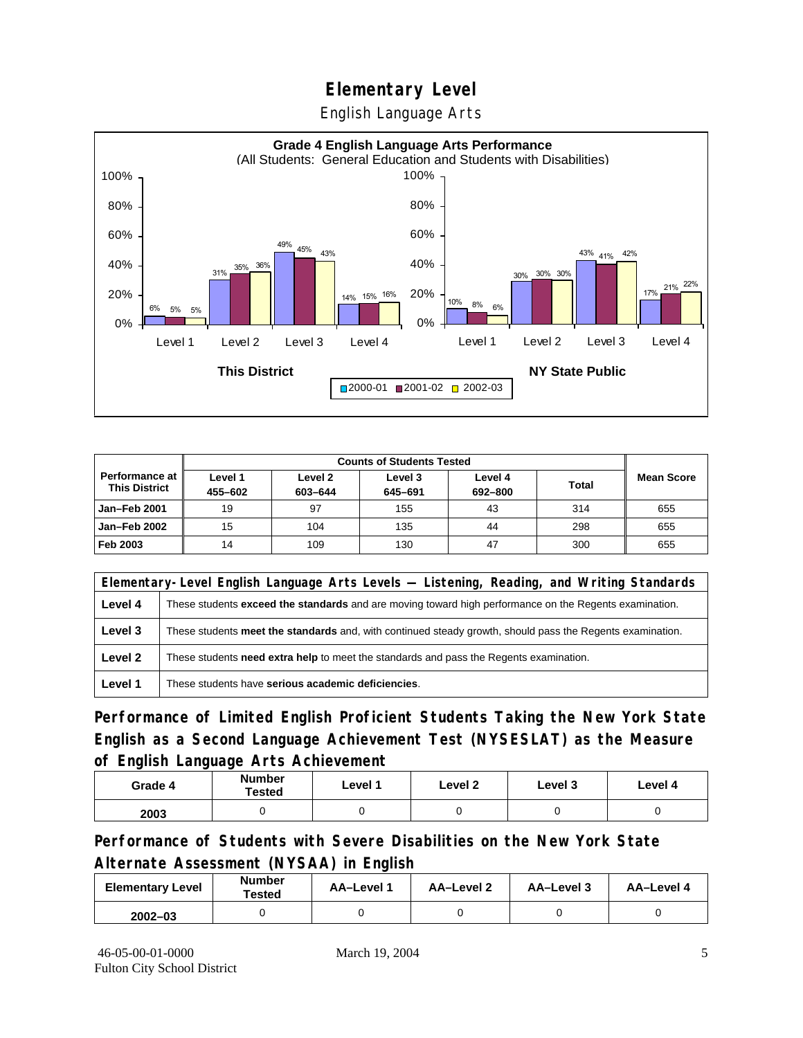# Elementary Level

English Language Arts

**Grade 4 English Language Arts Performance**
(All Students: General Education and Students with Disabilities)

| | Level 1 | Level 2 | Level 3 | Level 4 |
|---|---|---|---|---|
| **This District** 2000-01 | 6% | 31% | 49% | 14% |
| **This District** 2001-02 | 5% | 35% | 45% | 15% |
| **This District** 2002-03 | 5% | 36% | 43% | 16% |
| **NY State Public** 2000-01 | 10% | 30% | 43% | 17% |
| **NY State Public** 2001-02 | 8% | 30% | 41% | 21% |
| **NY State Public** 2002-03 | 6% | 30% | 42% | 22% |

| Performance at This District | Counts of Students Tested | | | | | Mean Score |
|---|---|---|---|---|---|---|
| | Level 1 455–602 | Level 2 603–644 | Level 3 645–691 | Level 4 692–800 | Total | |
| **Jan–Feb 2001** | 19 | 97 | 155 | 43 | 314 | 655 |
| **Jan–Feb 2002** | 15 | 104 | 135 | 44 | 298 | 655 |
| **Feb 2003** | 14 | 109 | 130 | 47 | 300 | 655 |

| Elementary-Level English Language Arts Levels — Listening, Reading, and Writing Standards | |
|---|---|
| **Level 4** | These students **exceed the standards** and are moving toward high performance on the Regents examination. |
| **Level 3** | These students **meet the standards** and, with continued steady growth, should pass the Regents examination. |
| **Level 2** | These students **need extra help** to meet the standards and pass the Regents examination. |
| **Level 1** | These students have **serious academic deficiencies**. |

## Performance of Limited English Proficient Students Taking the New York State English as a Second Language Achievement Test (NYSESLAT) as the Measure of English Language Arts Achievement

| Grade 4 | Number Tested | Level 1 | Level 2 | Level 3 | Level 4 |
|---|---|---|---|---|---|
| 2003 | 0 | 0 | 0 | 0 | 0 |

## Performance of Students with Severe Disabilities on the New York State Alternate Assessment (NYSAA) in English

| Elementary Level | Number Tested | AA–Level 1 | AA–Level 2 | AA–Level 3 | AA–Level 4 |
|---|---|---|---|---|---|
| 2002–03 | 0 | 0 | 0 | 0 | 0 |

46-05-00-01-0000 March 19, 2004
Fulton City School District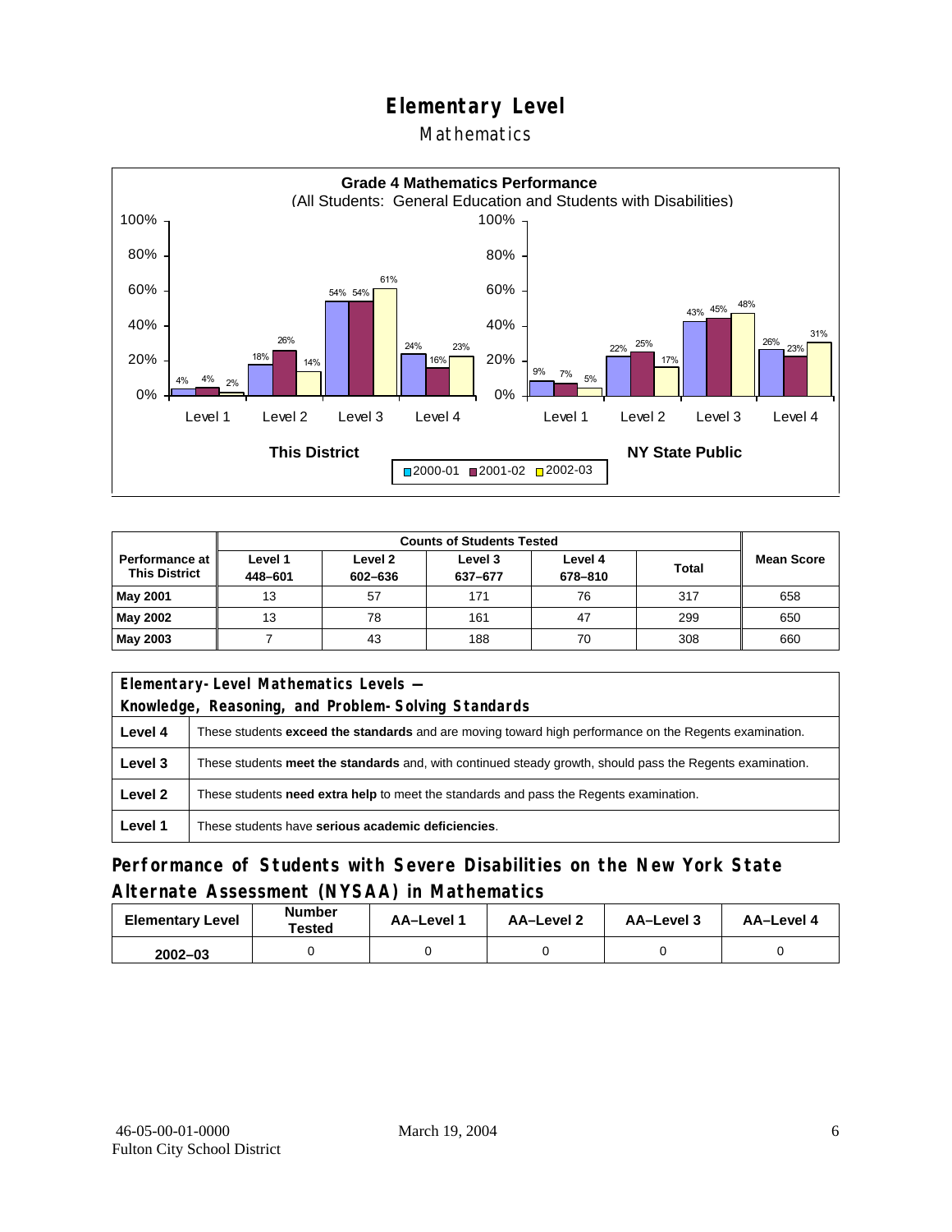# Elementary Level

## Mathematics

**Grade 4 Mathematics Performance**
(All Students: General Education and Students with Disabilities)

| | This District 2000-01 | This District 2001-02 | This District 2002-03 | NY State Public 2000-01 | NY State Public 2001-02 | NY State Public 2002-03 |
|---|---|---|---|---|---|---|
| Level 1 | 4% | 4% | 2% | 9% | 7% | 5% |
| Level 2 | 18% | 26% | 14% | 22% | 25% | 17% |
| Level 3 | 54% | 54% | 61% | 43% | 45% | 48% |
| Level 4 | 24% | 16% | 23% | 26% | 23% | 31% |

| Performance at This District | Counts of Students Tested | | | | | Mean Score |
|---|---|---|---|---|---|---|
| | Level 1 448–601 | Level 2 602–636 | Level 3 637–677 | Level 4 678–810 | Total | |
| May 2001 | 13 | 57 | 171 | 76 | 317 | 658 |
| May 2002 | 13 | 78 | 161 | 47 | 299 | 650 |
| May 2003 | 7 | 43 | 188 | 70 | 308 | 660 |

| Elementary-Level Mathematics Levels — Knowledge, Reasoning, and Problem-Solving Standards | |
|---|---|
| **Level 4** | These students **exceed the standards** and are moving toward high performance on the Regents examination. |
| **Level 3** | These students **meet the standards** and, with continued steady growth, should pass the Regents examination. |
| **Level 2** | These students **need extra help** to meet the standards and pass the Regents examination. |
| **Level 1** | These students have **serious academic deficiencies**. |

## Performance of Students with Severe Disabilities on the New York State Alternate Assessment (NYSAA) in Mathematics

| Elementary Level | Number Tested | AA–Level 1 | AA–Level 2 | AA–Level 3 | AA–Level 4 |
|---|---|---|---|---|---|
| 2002–03 | 0 | 0 | 0 | 0 | 0 |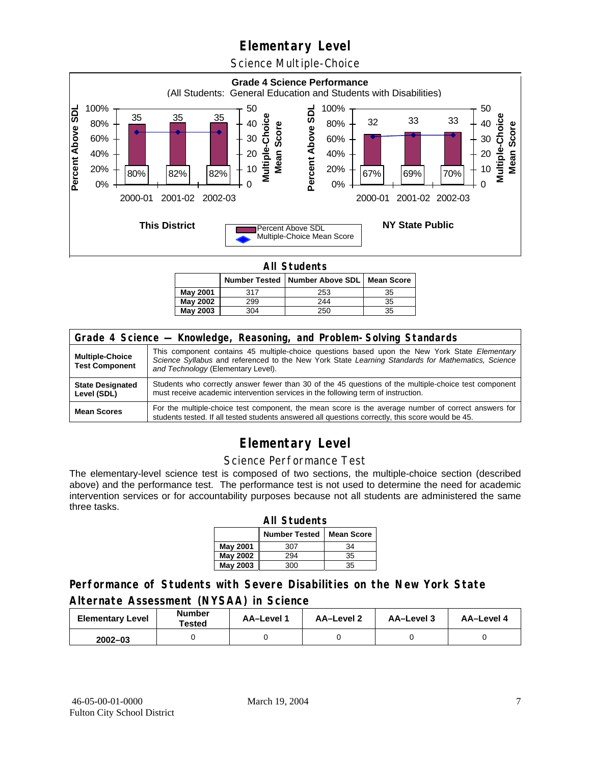# Elementary Level

## Science Multiple-Choice

**Grade 4 Science Performance**
(All Students: General Education and Students with Disabilities)

**This District**

| | 2000-01 | 2001-02 | 2002-03 |
|---|---|---|---|
| Percent Above SDL | 80% | 82% | 82% |
| Multiple-Choice Mean Score | 35 | 35 | 35 |

**NY State Public**

| | 2000-01 | 2001-02 | 2002-03 |
|---|---|---|---|
| Percent Above SDL | 67% | 69% | 70% |
| Multiple-Choice Mean Score | 32 | 33 | 33 |

**All Students**

| | Number Tested | Number Above SDL | Mean Score |
|---|---|---|---|
| **May 2001** | 317 | 253 | 35 |
| **May 2002** | 299 | 244 | 35 |
| **May 2003** | 304 | 250 | 35 |

| Grade 4 Science — Knowledge, Reasoning, and Problem-Solving Standards | |
|---|---|
| **Multiple-Choice Test Component** | This component contains 45 multiple-choice questions based upon the New York State *Elementary Science Syllabus* and referenced to the New York State *Learning Standards for Mathematics, Science and Technology* (Elementary Level). |
| **State Designated Level (SDL)** | Students who correctly answer fewer than 30 of the 45 questions of the multiple-choice test component must receive academic intervention services in the following term of instruction. |
| **Mean Scores** | For the multiple-choice test component, the mean score is the average number of correct answers for students tested. If all tested students answered all questions correctly, this score would be 45. |

# Elementary Level

## Science Performance Test

The elementary-level science test is composed of two sections, the multiple-choice section (described above) and the performance test. The performance test is not used to determine the need for academic intervention services or for accountability purposes because not all students are administered the same three tasks.

**All Students**

| | Number Tested | Mean Score |
|---|---|---|
| **May 2001** | 307 | 34 |
| **May 2002** | 294 | 35 |
| **May 2003** | 300 | 35 |

### Performance of Students with Severe Disabilities on the New York State Alternate Assessment (NYSAA) in Science

| Elementary Level | Number Tested | AA–Level 1 | AA–Level 2 | AA–Level 3 | AA–Level 4 |
|---|---|---|---|---|---|
| **2002–03** | 0 | 0 | 0 | 0 | 0 |

46-05-00-01-0000
Fulton City School District

March 19, 2004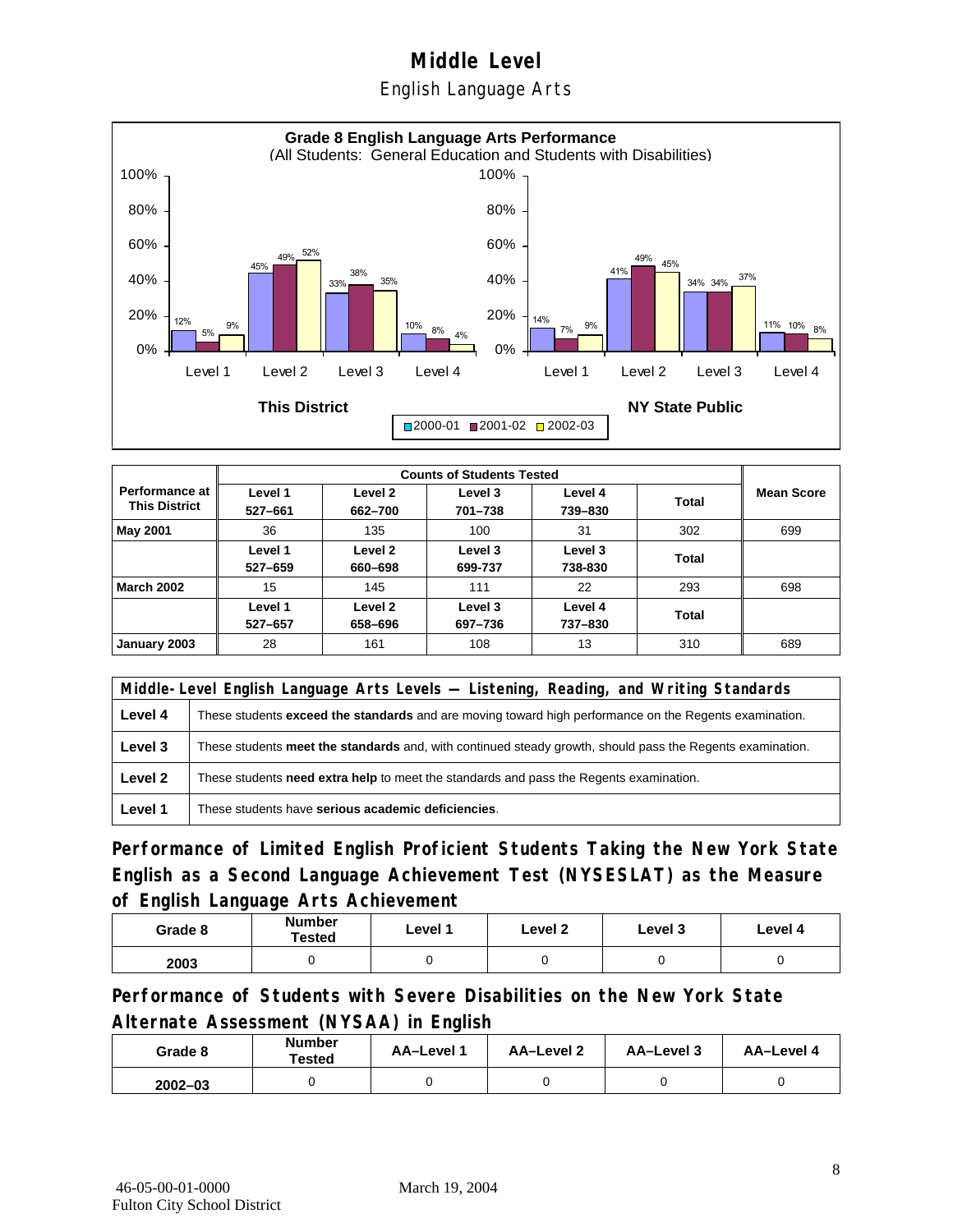# Middle Level

English Language Arts

**Grade 8 English Language Arts Performance**
(All Students: General Education and Students with Disabilities)

| | This District 2000-01 | This District 2001-02 | This District 2002-03 | NY State Public 2000-01 | NY State Public 2001-02 | NY State Public 2002-03 |
|---|---|---|---|---|---|---|
| Level 1 | 12% | 5% | 9% | 14% | 7% | 9% |
| Level 2 | 45% | 49% | 52% | 41% | 49% | 45% |
| Level 3 | 33% | 38% | 35% | 34% | 34% | 37% |
| Level 4 | 10% | 8% | 4% | 11% | 10% | 8% |

| Performance at This District | Counts of Students Tested | | | | | Mean Score |
|---|---|---|---|---|---|---|
| | Level 1 527–661 | Level 2 662–700 | Level 3 701–738 | Level 4 739–830 | Total | |
| **May 2001** | 36 | 135 | 100 | 31 | 302 | 699 |
| | Level 1 527–659 | Level 2 660–698 | Level 3 699-737 | Level 3 738-830 | Total | |
| **March 2002** | 15 | 145 | 111 | 22 | 293 | 698 |
| | Level 1 527–657 | Level 2 658–696 | Level 3 697–736 | Level 4 737–830 | Total | |
| **January 2003** | 28 | 161 | 108 | 13 | 310 | 689 |

| Middle-Level English Language Arts Levels — Listening, Reading, and Writing Standards | |
|---|---|
| **Level 4** | These students **exceed the standards** and are moving toward high performance on the Regents examination. |
| **Level 3** | These students **meet the standards** and, with continued steady growth, should pass the Regents examination. |
| **Level 2** | These students **need extra help** to meet the standards and pass the Regents examination. |
| **Level 1** | These students have **serious academic deficiencies**. |

## Performance of Limited English Proficient Students Taking the New York State English as a Second Language Achievement Test (NYSESLAT) as the Measure of English Language Arts Achievement

| Grade 8 | Number Tested | Level 1 | Level 2 | Level 3 | Level 4 |
|---|---|---|---|---|---|
| 2003 | 0 | 0 | 0 | 0 | 0 |

## Performance of Students with Severe Disabilities on the New York State Alternate Assessment (NYSAA) in English

| Grade 8 | Number Tested | AA–Level 1 | AA–Level 2 | AA–Level 3 | AA–Level 4 |
|---|---|---|---|---|---|
| 2002–03 | 0 | 0 | 0 | 0 | 0 |

46-05-00-01-0000 March 19, 2004
Fulton City School District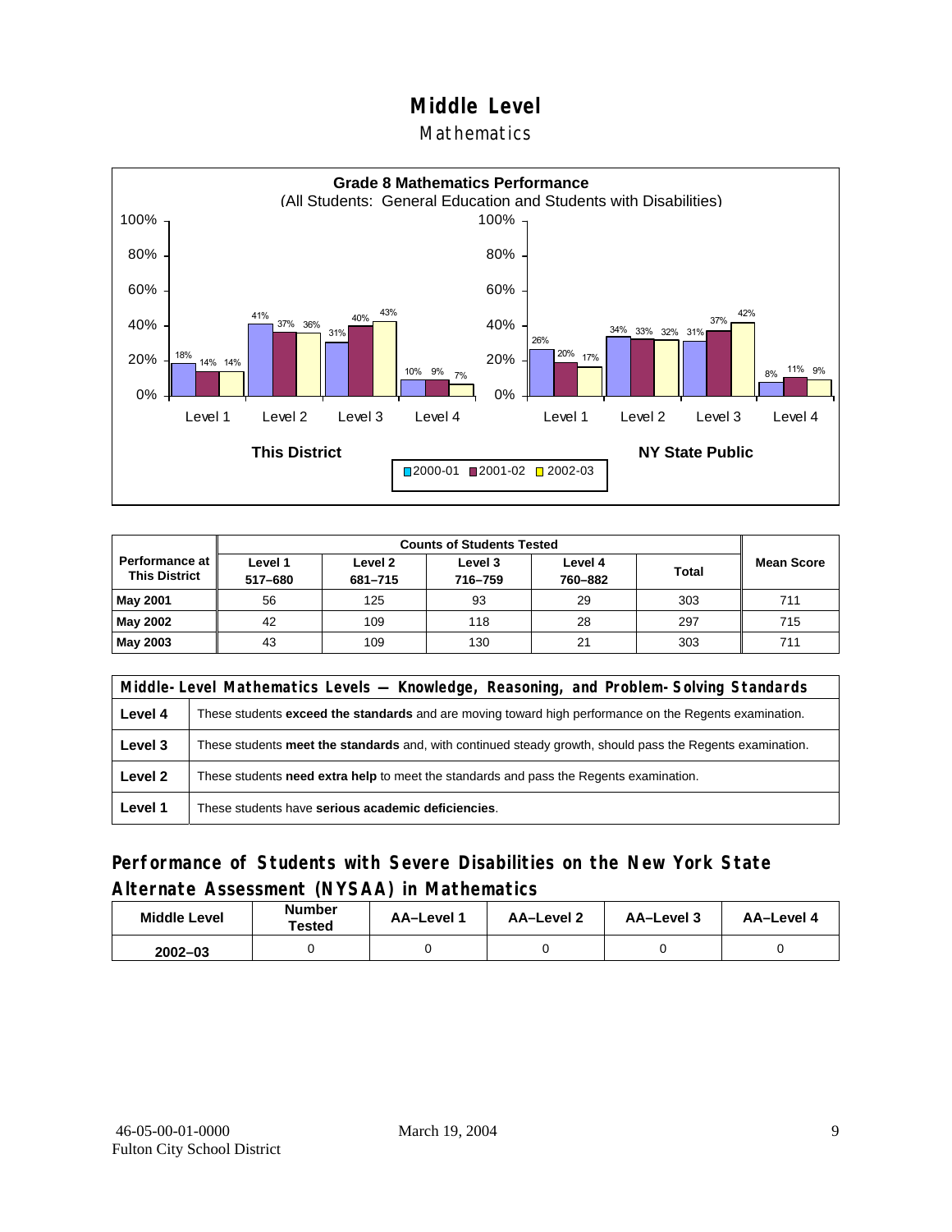# Middle Level

## Mathematics

**Grade 8 Mathematics Performance**
(All Students: General Education and Students with Disabilities)

| | This District 2000-01 | This District 2001-02 | This District 2002-03 | NY State Public 2000-01 | NY State Public 2001-02 | NY State Public 2002-03 |
|---|---|---|---|---|---|---|
| Level 1 | 18% | 14% | 14% | 26% | 20% | 17% |
| Level 2 | 41% | 37% | 36% | 34% | 33% | 32% |
| Level 3 | 31% | 40% | 43% | 31% | 37% | 42% |
| Level 4 | 10% | 9% | 7% | 8% | 11% | 9% |

| Performance at This District | Counts of Students Tested | | | | | Mean Score |
|---|---|---|---|---|---|---|
| | Level 1 517–680 | Level 2 681–715 | Level 3 716–759 | Level 4 760–882 | Total | |
| **May 2001** | 56 | 125 | 93 | 29 | 303 | 711 |
| **May 2002** | 42 | 109 | 118 | 28 | 297 | 715 |
| **May 2003** | 43 | 109 | 130 | 21 | 303 | 711 |

| Middle-Level Mathematics Levels — Knowledge, Reasoning, and Problem-Solving Standards | |
|---|---|
| **Level 4** | These students **exceed the standards** and are moving toward high performance on the Regents examination. |
| **Level 3** | These students **meet the standards** and, with continued steady growth, should pass the Regents examination. |
| **Level 2** | These students **need extra help** to meet the standards and pass the Regents examination. |
| **Level 1** | These students have **serious academic deficiencies**. |

## Performance of Students with Severe Disabilities on the New York State Alternate Assessment (NYSAA) in Mathematics

| Middle Level | Number Tested | AA–Level 1 | AA–Level 2 | AA–Level 3 | AA–Level 4 |
|---|---|---|---|---|---|
| 2002–03 | 0 | 0 | 0 | 0 | 0 |

46-05-00-01-0000
Fulton City School District

March 19, 2004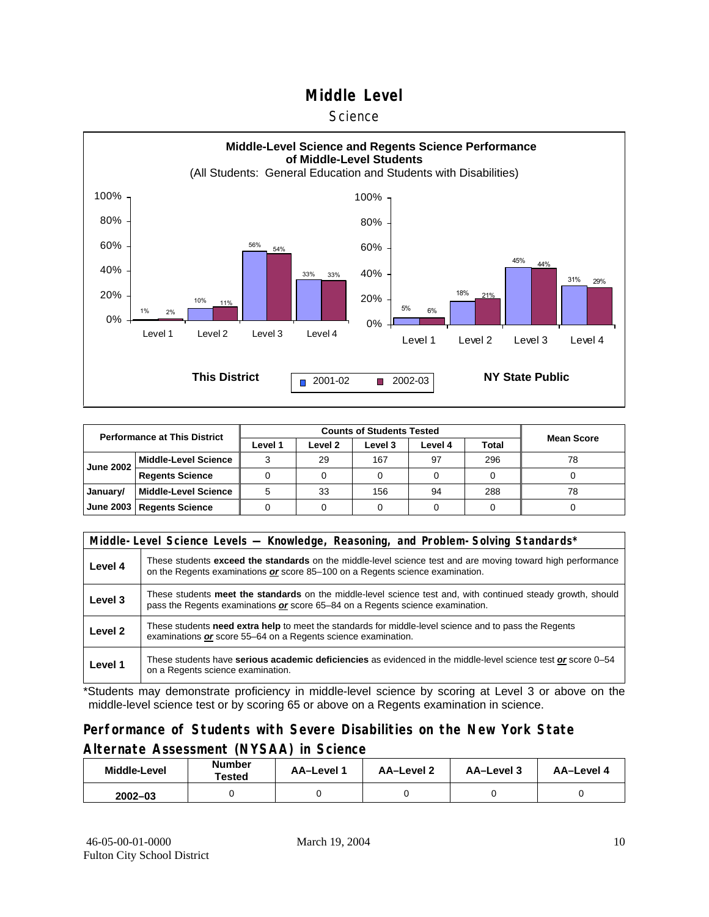# Middle Level

## Science

**Middle-Level Science and Regents Science Performance of Middle-Level Students**
(All Students: General Education and Students with Disabilities)

| | This District 2001-02 | This District 2002-03 | NY State Public 2001-02 | NY State Public 2002-03 |
|---|---|---|---|---|
| Level 1 | 1% | 2% | 5% | 6% |
| Level 2 | 10% | 11% | 18% | 21% |
| Level 3 | 56% | 54% | 45% | 44% |
| Level 4 | 33% | 33% | 31% | 29% |

| Performance at This District | | Counts of Students Tested | | | | | Mean Score |
|---|---|---|---|---|---|---|---|
| | | Level 1 | Level 2 | Level 3 | Level 4 | Total | |
| June 2002 | Middle-Level Science | 3 | 29 | 167 | 97 | 296 | 78 |
| | Regents Science | 0 | 0 | 0 | 0 | 0 | 0 |
| January/ June 2003 | Middle-Level Science | 5 | 33 | 156 | 94 | 288 | 78 |
| | Regents Science | 0 | 0 | 0 | 0 | 0 | 0 |

| Middle-Level Science Levels — Knowledge, Reasoning, and Problem-Solving Standards* | |
|---|---|
| Level 4 | These students **exceed the standards** on the middle-level science test and are moving toward high performance on the Regents examinations ***or*** score 85–100 on a Regents science examination. |
| Level 3 | These students **meet the standards** on the middle-level science test and, with continued steady growth, should pass the Regents examinations ***or*** score 65–84 on a Regents science examination. |
| Level 2 | These students **need extra help** to meet the standards for middle-level science and to pass the Regents examinations ***or*** score 55–64 on a Regents science examination. |
| Level 1 | These students have **serious academic deficiencies** as evidenced in the middle-level science test ***or*** score 0–54 on a Regents science examination. |

*Students may demonstrate proficiency in middle-level science by scoring at Level 3 or above on the middle-level science test or by scoring 65 or above on a Regents examination in science.

## Performance of Students with Severe Disabilities on the New York State Alternate Assessment (NYSAA) in Science

| Middle-Level | Number Tested | AA–Level 1 | AA–Level 2 | AA–Level 3 | AA–Level 4 |
|---|---|---|---|---|---|
| 2002–03 | 0 | 0 | 0 | 0 | 0 |

46-05-00-01-0000
Fulton City School District

March 19, 2004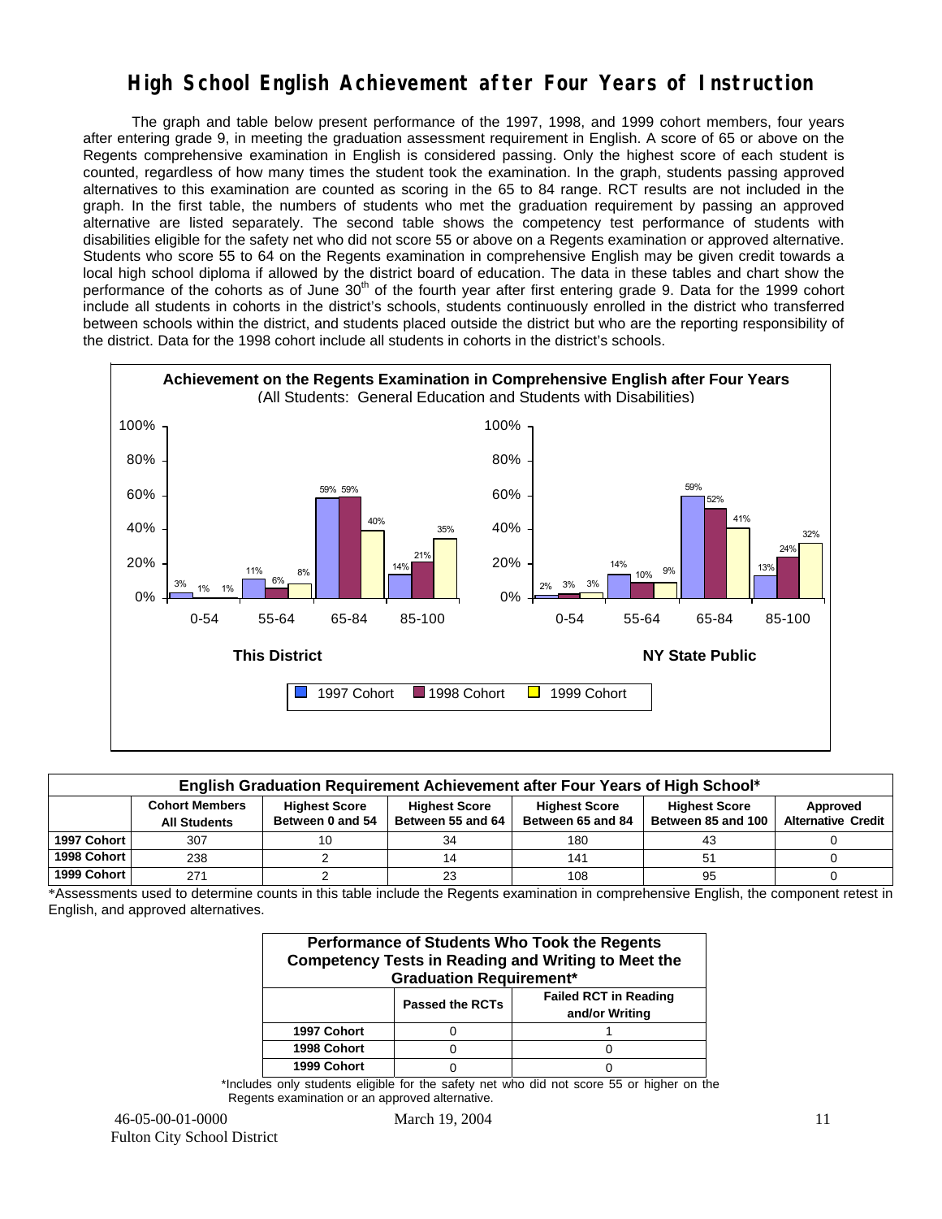# High School English Achievement after Four Years of Instruction

The graph and table below present performance of the 1997, 1998, and 1999 cohort members, four years after entering grade 9, in meeting the graduation assessment requirement in English. A score of 65 or above on the Regents comprehensive examination in English is considered passing. Only the highest score of each student is counted, regardless of how many times the student took the examination. In the graph, students passing approved alternatives to this examination are counted as scoring in the 65 to 84 range. RCT results are not included in the graph. In the first table, the numbers of students who met the graduation requirement by passing an approved alternative are listed separately. The second table shows the competency test performance of students with disabilities eligible for the safety net who did not score 55 or above on a Regents examination or approved alternative. Students who score 55 to 64 on the Regents examination in comprehensive English may be given credit towards a local high school diploma if allowed by the district board of education. The data in these tables and chart show the performance of the cohorts as of June 30th of the fourth year after first entering grade 9. Data for the 1999 cohort include all students in cohorts in the district's schools, students continuously enrolled in the district who transferred between schools within the district, and students placed outside the district but who are the reporting responsibility of the district. Data for the 1998 cohort include all students in cohorts in the district's schools.

**Achievement on the Regents Examination in Comprehensive English after Four Years**
(All Students: General Education and Students with Disabilities)

| | This District 0-54 | This District 55-64 | This District 65-84 | This District 85-100 | NY State Public 0-54 | NY State Public 55-64 | NY State Public 65-84 | NY State Public 85-100 |
|---|---|---|---|---|---|---|---|---|
| 1997 Cohort | 3% | 11% | 59% | 14% | 2% | 14% | 59% | 13% |
| 1998 Cohort | 1% | 6% | 59% | 21% | 3% | 10% | 52% | 24% |
| 1999 Cohort | 1% | 8% | 40% | 35% | 3% | 9% | 41% | 32% |

| English Graduation Requirement Achievement after Four Years of High School* | | | | | | |
|---|---|---|---|---|---|---|
| | Cohort Members All Students | Highest Score Between 0 and 54 | Highest Score Between 55 and 64 | Highest Score Between 65 and 84 | Highest Score Between 85 and 100 | Approved Alternative Credit |
| 1997 Cohort | 307 | 10 | 34 | 180 | 43 | 0 |
| 1998 Cohort | 238 | 2 | 14 | 141 | 51 | 0 |
| 1999 Cohort | 271 | 2 | 23 | 108 | 95 | 0 |

*Assessments used to determine counts in this table include the Regents examination in comprehensive English, the component retest in English, and approved alternatives.

| Performance of Students Who Took the Regents Competency Tests in Reading and Writing to Meet the Graduation Requirement* | | |
|---|---|---|
| | Passed the RCTs | Failed RCT in Reading and/or Writing |
| 1997 Cohort | 0 | 1 |
| 1998 Cohort | 0 | 0 |
| 1999 Cohort | 0 | 0 |

*Includes only students eligible for the safety net who did not score 55 or higher on the Regents examination or an approved alternative.

46-05-00-01-0000 March 19, 2004
Fulton City School District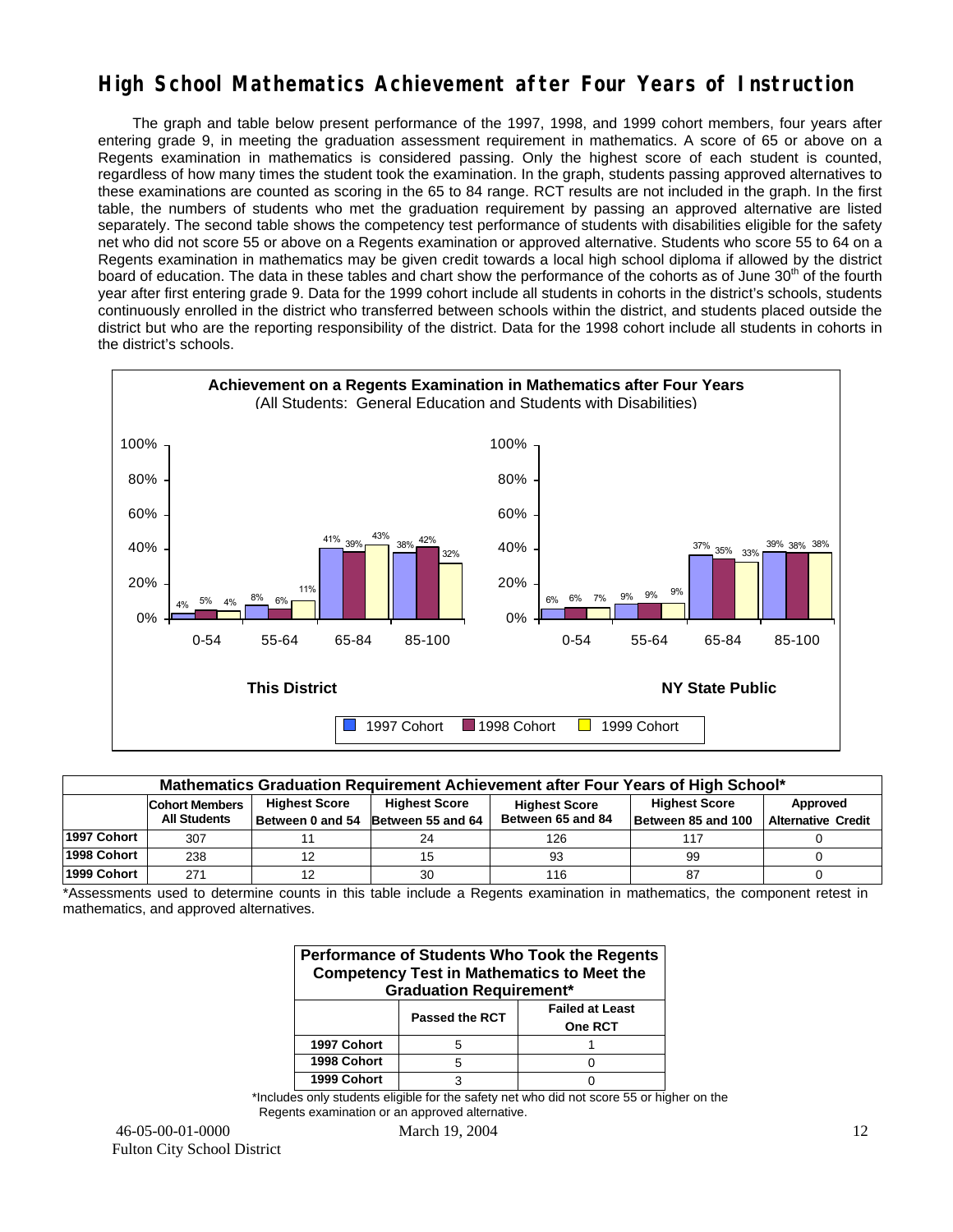# High School Mathematics Achievement after Four Years of Instruction

The graph and table below present performance of the 1997, 1998, and 1999 cohort members, four years after entering grade 9, in meeting the graduation assessment requirement in mathematics. A score of 65 or above on a Regents examination in mathematics is considered passing. Only the highest score of each student is counted, regardless of how many times the student took the examination. In the graph, students passing approved alternatives to these examinations are counted as scoring in the 65 to 84 range. RCT results are not included in the graph. In the first table, the numbers of students who met the graduation requirement by passing an approved alternative are listed separately. The second table shows the competency test performance of students with disabilities eligible for the safety net who did not score 55 or above on a Regents examination or approved alternative. Students who score 55 to 64 on a Regents examination in mathematics may be given credit towards a local high school diploma if allowed by the district board of education. The data in these tables and chart show the performance of the cohorts as of June 30th of the fourth year after first entering grade 9. Data for the 1999 cohort include all students in cohorts in the district's schools, students continuously enrolled in the district who transferred between schools within the district, and students placed outside the district but who are the reporting responsibility of the district. Data for the 1998 cohort include all students in cohorts in the district's schools.

**Achievement on a Regents Examination in Mathematics after Four Years**
(All Students: General Education and Students with Disabilities)

**This District**

| | 0-54 | 55-64 | 65-84 | 85-100 |
|---|---|---|---|---|
| 1997 Cohort | 4% | 8% | 41% | 38% |
| 1998 Cohort | 5% | 6% | 39% | 42% |
| 1999 Cohort | 4% | 11% | 43% | 32% |

**NY State Public**

| | 0-54 | 55-64 | 65-84 | 85-100 |
|---|---|---|---|---|
| 1997 Cohort | 6% | 9% | 37% | 39% |
| 1998 Cohort | 6% | 9% | 35% | 38% |
| 1999 Cohort | 7% | 9% | 33% | 38% |

**Mathematics Graduation Requirement Achievement after Four Years of High School***

| | Cohort Members All Students | Highest Score Between 0 and 54 | Highest Score Between 55 and 64 | Highest Score Between 65 and 84 | Highest Score Between 85 and 100 | Approved Alternative Credit |
|---|---|---|---|---|---|---|
| 1997 Cohort | 307 | 11 | 24 | 126 | 117 | 0 |
| 1998 Cohort | 238 | 12 | 15 | 93 | 99 | 0 |
| 1999 Cohort | 271 | 12 | 30 | 116 | 87 | 0 |

*Assessments used to determine counts in this table include a Regents examination in mathematics, the component retest in mathematics, and approved alternatives.

**Performance of Students Who Took the Regents Competency Test in Mathematics to Meet the Graduation Requirement***

| | Passed the RCT | Failed at Least One RCT |
|---|---|---|
| 1997 Cohort | 5 | 1 |
| 1998 Cohort | 5 | 0 |
| 1999 Cohort | 3 | 0 |

*Includes only students eligible for the safety net who did not score 55 or higher on the Regents examination or an approved alternative.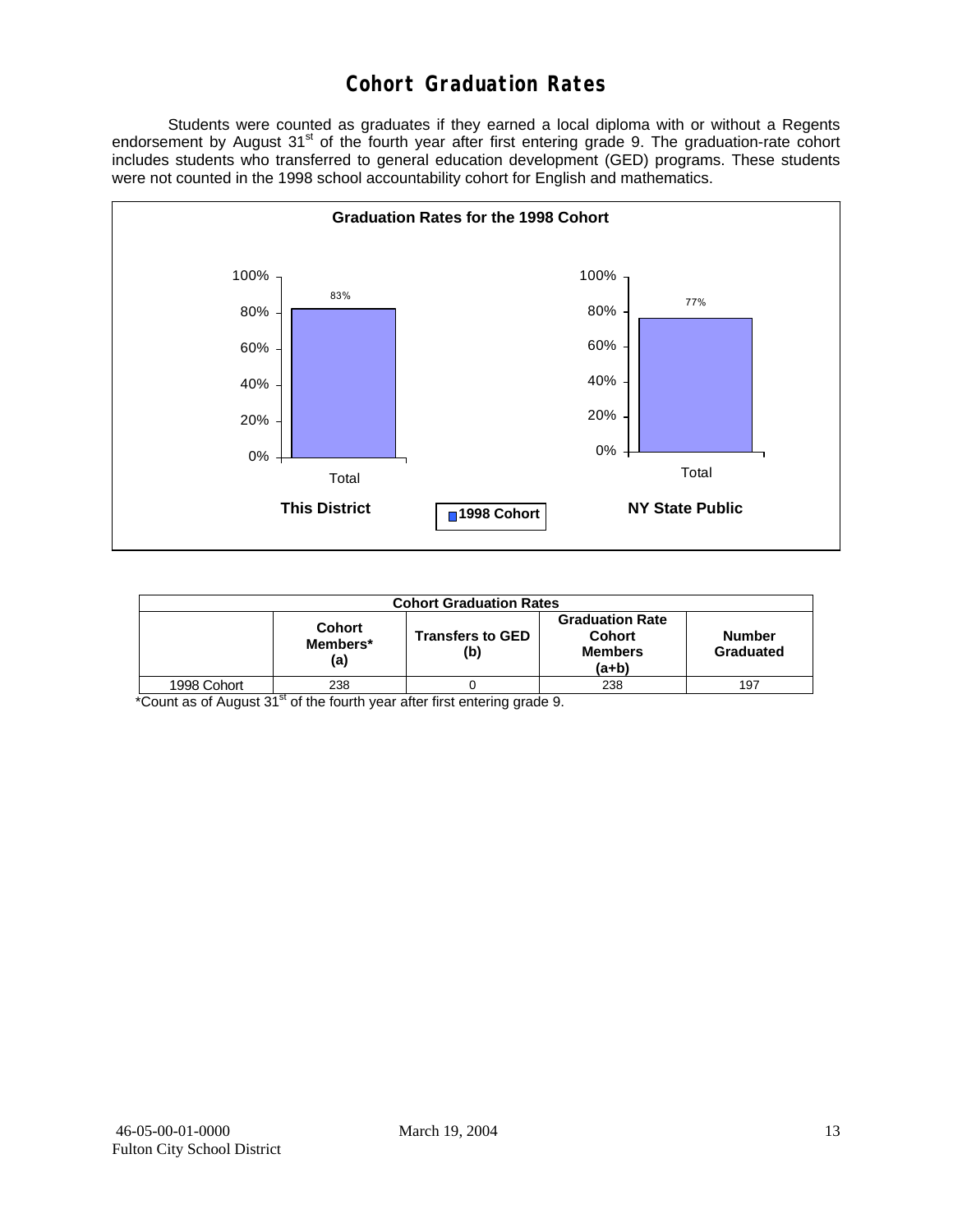# Cohort Graduation Rates

Students were counted as graduates if they earned a local diploma with or without a Regents endorsement by August 31st of the fourth year after first entering grade 9. The graduation-rate cohort includes students who transferred to general education development (GED) programs. These students were not counted in the 1998 school accountability cohort for English and mathematics.

**Graduation Rates for the 1998 Cohort**

| | This District | NY State Public |
|---|---|---|
| Total (1998 Cohort) | 83% | 77% |

| Cohort Graduation Rates | | | | |
|---|---|---|---|---|
| | Cohort Members* (a) | Transfers to GED (b) | Graduation Rate Cohort Members (a+b) | Number Graduated |
| 1998 Cohort | 238 | 0 | 238 | 197 |

*Count as of August 31st of the fourth year after first entering grade 9.

46-05-00-01-0000 March 19, 2004
Fulton City School District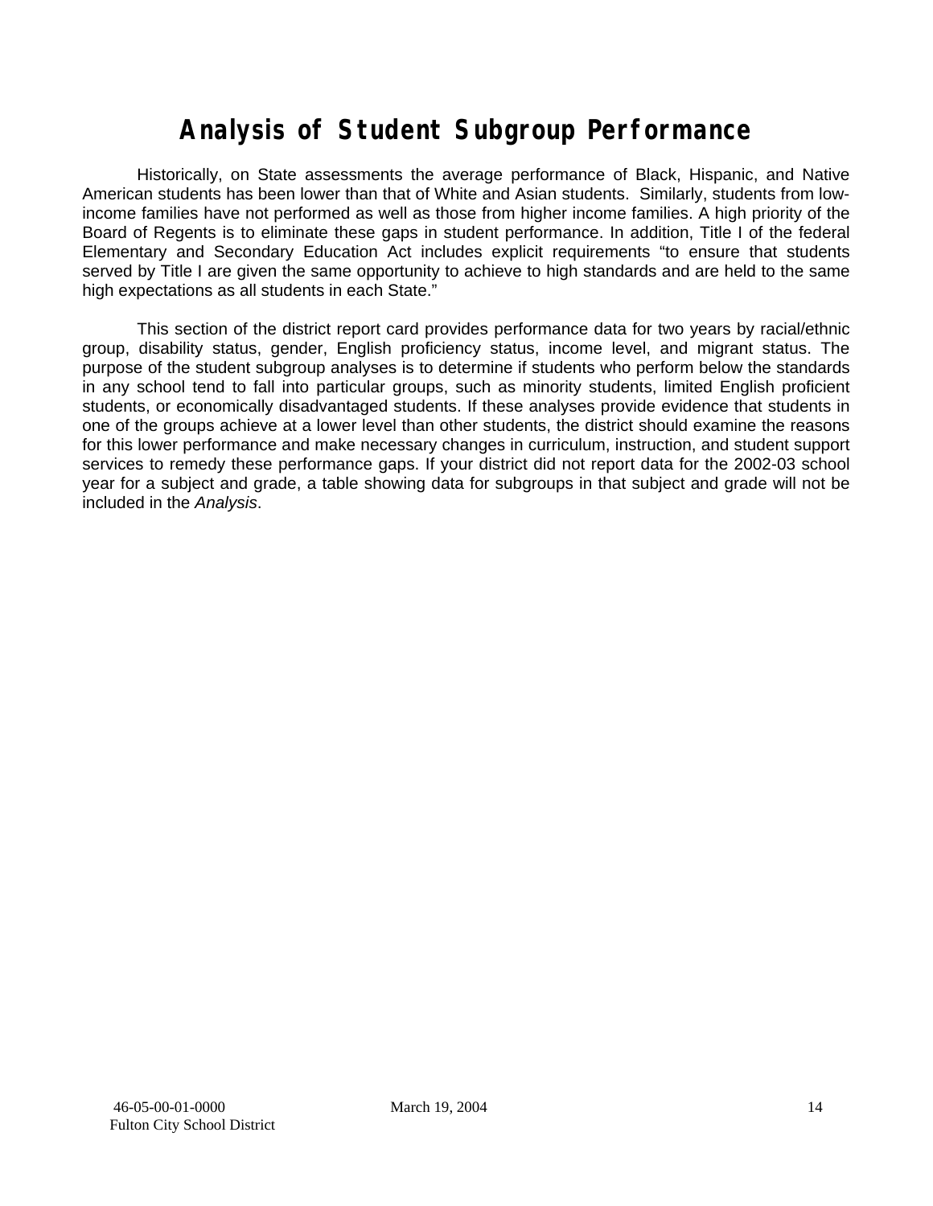# Analysis of Student Subgroup Performance

Historically, on State assessments the average performance of Black, Hispanic, and Native American students has been lower than that of White and Asian students. Similarly, students from low-income families have not performed as well as those from higher income families. A high priority of the Board of Regents is to eliminate these gaps in student performance. In addition, Title I of the federal Elementary and Secondary Education Act includes explicit requirements "to ensure that students served by Title I are given the same opportunity to achieve to high standards and are held to the same high expectations as all students in each State."

This section of the district report card provides performance data for two years by racial/ethnic group, disability status, gender, English proficiency status, income level, and migrant status. The purpose of the student subgroup analyses is to determine if students who perform below the standards in any school tend to fall into particular groups, such as minority students, limited English proficient students, or economically disadvantaged students. If these analyses provide evidence that students in one of the groups achieve at a lower level than other students, the district should examine the reasons for this lower performance and make necessary changes in curriculum, instruction, and student support services to remedy these performance gaps. If your district did not report data for the 2002-03 school year for a subject and grade, a table showing data for subgroups in that subject and grade will not be included in the *Analysis*.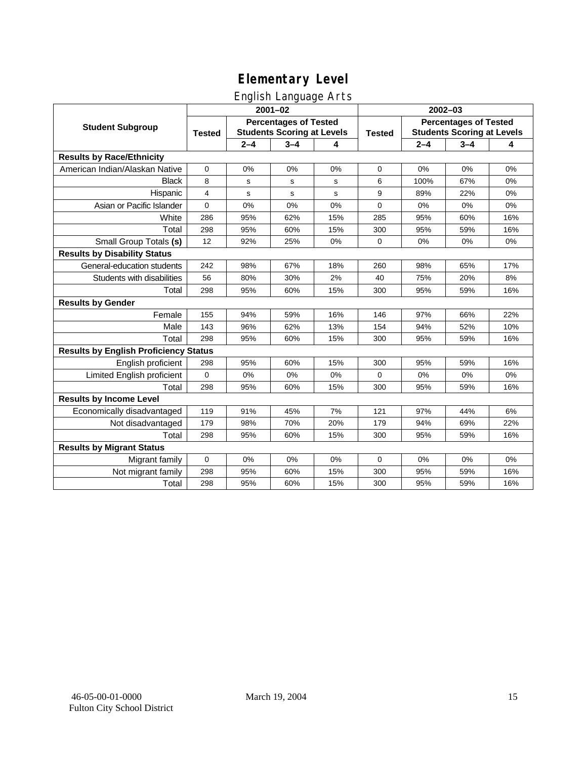# Elementary Level

## English Language Arts

| Student Subgroup | 2001–02 | | | | 2002–03 | | | |
|---|---|---|---|---|---|---|---|---|
| | Tested | Percentages of Tested Students Scoring at Levels | | | Tested | Percentages of Tested Students Scoring at Levels | | |
| | | 2–4 | 3–4 | 4 | | 2–4 | 3–4 | 4 |
| **Results by Race/Ethnicity** | | | | | | | | |
| American Indian/Alaskan Native | 0 | 0% | 0% | 0% | 0 | 0% | 0% | 0% |
| Black | 8 | s | s | s | 6 | 100% | 67% | 0% |
| Hispanic | 4 | s | s | s | 9 | 89% | 22% | 0% |
| Asian or Pacific Islander | 0 | 0% | 0% | 0% | 0 | 0% | 0% | 0% |
| White | 286 | 95% | 62% | 15% | 285 | 95% | 60% | 16% |
| Total | 298 | 95% | 60% | 15% | 300 | 95% | 59% | 16% |
| Small Group Totals **(s)** | 12 | 92% | 25% | 0% | 0 | 0% | 0% | 0% |
| **Results by Disability Status** | | | | | | | | |
| General-education students | 242 | 98% | 67% | 18% | 260 | 98% | 65% | 17% |
| Students with disabilities | 56 | 80% | 30% | 2% | 40 | 75% | 20% | 8% |
| Total | 298 | 95% | 60% | 15% | 300 | 95% | 59% | 16% |
| **Results by Gender** | | | | | | | | |
| Female | 155 | 94% | 59% | 16% | 146 | 97% | 66% | 22% |
| Male | 143 | 96% | 62% | 13% | 154 | 94% | 52% | 10% |
| Total | 298 | 95% | 60% | 15% | 300 | 95% | 59% | 16% |
| **Results by English Proficiency Status** | | | | | | | | |
| English proficient | 298 | 95% | 60% | 15% | 300 | 95% | 59% | 16% |
| Limited English proficient | 0 | 0% | 0% | 0% | 0 | 0% | 0% | 0% |
| Total | 298 | 95% | 60% | 15% | 300 | 95% | 59% | 16% |
| **Results by Income Level** | | | | | | | | |
| Economically disadvantaged | 119 | 91% | 45% | 7% | 121 | 97% | 44% | 6% |
| Not disadvantaged | 179 | 98% | 70% | 20% | 179 | 94% | 69% | 22% |
| Total | 298 | 95% | 60% | 15% | 300 | 95% | 59% | 16% |
| **Results by Migrant Status** | | | | | | | | |
| Migrant family | 0 | 0% | 0% | 0% | 0 | 0% | 0% | 0% |
| Not migrant family | 298 | 95% | 60% | 15% | 300 | 95% | 59% | 16% |
| Total | 298 | 95% | 60% | 15% | 300 | 95% | 59% | 16% |

46-05-00-01-0000
Fulton City School District

March 19, 2004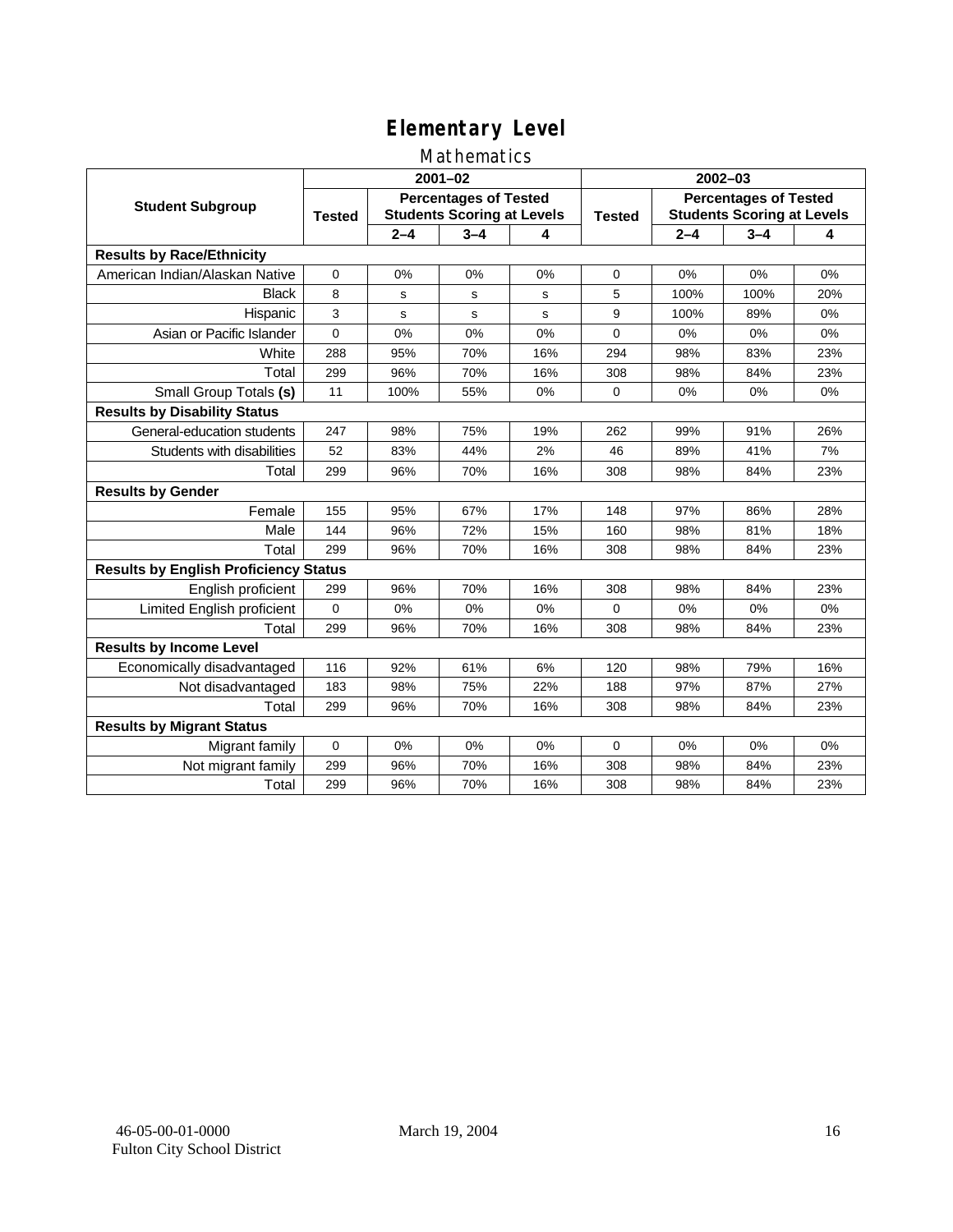# Elementary Level

## Mathematics

| Student Subgroup | 2001–02 | | | | 2002–03 | | | |
|---|---|---|---|---|---|---|---|---|
| | Tested | Percentages of Tested Students Scoring at Levels | | | Tested | Percentages of Tested Students Scoring at Levels | | |
| | | 2–4 | 3–4 | 4 | | 2–4 | 3–4 | 4 |
| **Results by Race/Ethnicity** | | | | | | | | |
| American Indian/Alaskan Native | 0 | 0% | 0% | 0% | 0 | 0% | 0% | 0% |
| Black | 8 | s | s | s | 5 | 100% | 100% | 20% |
| Hispanic | 3 | s | s | s | 9 | 100% | 89% | 0% |
| Asian or Pacific Islander | 0 | 0% | 0% | 0% | 0 | 0% | 0% | 0% |
| White | 288 | 95% | 70% | 16% | 294 | 98% | 83% | 23% |
| Total | 299 | 96% | 70% | 16% | 308 | 98% | 84% | 23% |
| Small Group Totals **(s)** | 11 | 100% | 55% | 0% | 0 | 0% | 0% | 0% |
| **Results by Disability Status** | | | | | | | | |
| General-education students | 247 | 98% | 75% | 19% | 262 | 99% | 91% | 26% |
| Students with disabilities | 52 | 83% | 44% | 2% | 46 | 89% | 41% | 7% |
| Total | 299 | 96% | 70% | 16% | 308 | 98% | 84% | 23% |
| **Results by Gender** | | | | | | | | |
| Female | 155 | 95% | 67% | 17% | 148 | 97% | 86% | 28% |
| Male | 144 | 96% | 72% | 15% | 160 | 98% | 81% | 18% |
| Total | 299 | 96% | 70% | 16% | 308 | 98% | 84% | 23% |
| **Results by English Proficiency Status** | | | | | | | | |
| English proficient | 299 | 96% | 70% | 16% | 308 | 98% | 84% | 23% |
| Limited English proficient | 0 | 0% | 0% | 0% | 0 | 0% | 0% | 0% |
| Total | 299 | 96% | 70% | 16% | 308 | 98% | 84% | 23% |
| **Results by Income Level** | | | | | | | | |
| Economically disadvantaged | 116 | 92% | 61% | 6% | 120 | 98% | 79% | 16% |
| Not disadvantaged | 183 | 98% | 75% | 22% | 188 | 97% | 87% | 27% |
| Total | 299 | 96% | 70% | 16% | 308 | 98% | 84% | 23% |
| **Results by Migrant Status** | | | | | | | | |
| Migrant family | 0 | 0% | 0% | 0% | 0 | 0% | 0% | 0% |
| Not migrant family | 299 | 96% | 70% | 16% | 308 | 98% | 84% | 23% |
| Total | 299 | 96% | 70% | 16% | 308 | 98% | 84% | 23% |

46-05-00-01-0000
Fulton City School District

March 19, 2004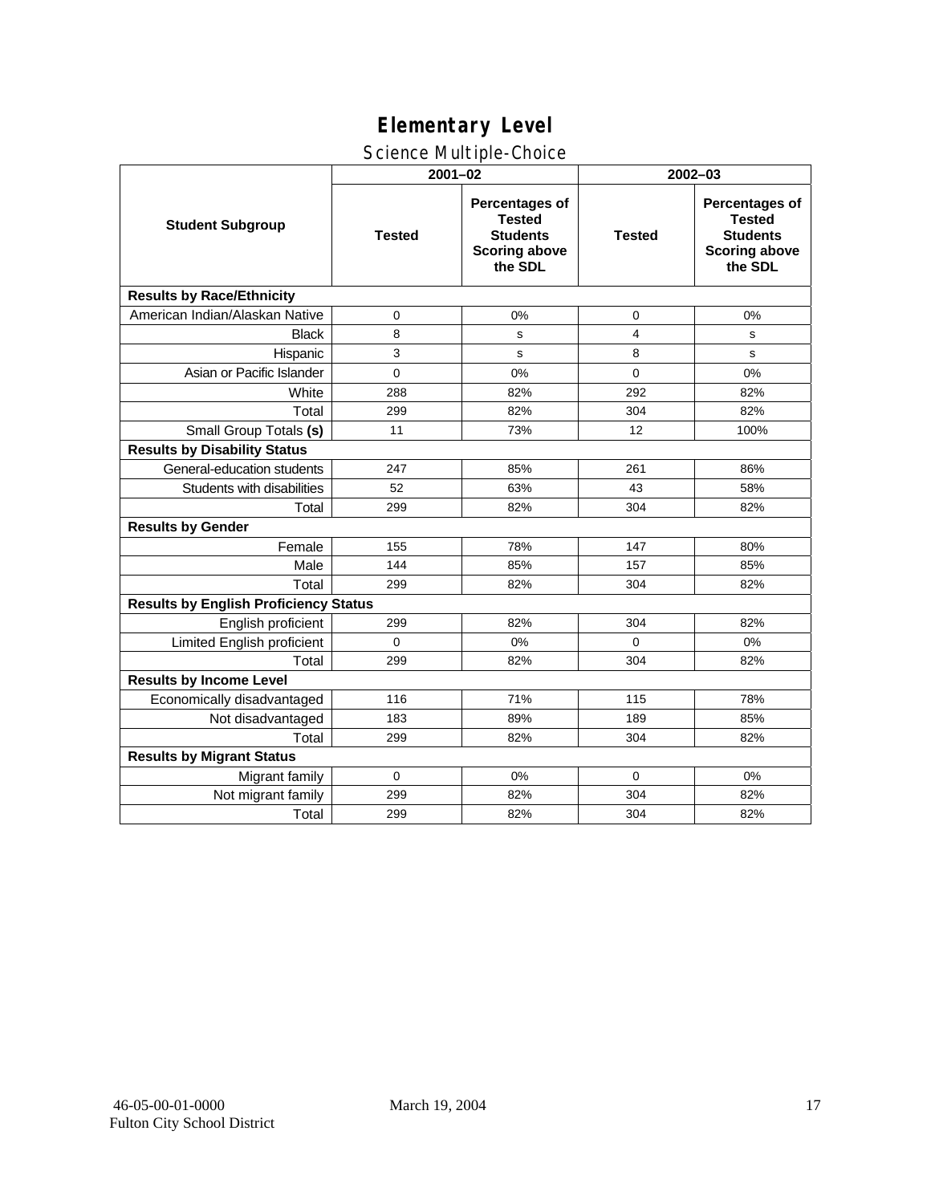# Elementary Level

## Science Multiple-Choice

| Student Subgroup | 2001–02 | | 2002–03 | |
|---|---|---|---|---|
| | Tested | Percentages of Tested Students Scoring above the SDL | Tested | Percentages of Tested Students Scoring above the SDL |
| **Results by Race/Ethnicity** | | | | |
| American Indian/Alaskan Native | 0 | 0% | 0 | 0% |
| Black | 8 | s | 4 | s |
| Hispanic | 3 | s | 8 | s |
| Asian or Pacific Islander | 0 | 0% | 0 | 0% |
| White | 288 | 82% | 292 | 82% |
| Total | 299 | 82% | 304 | 82% |
| Small Group Totals **(s)** | 11 | 73% | 12 | 100% |
| **Results by Disability Status** | | | | |
| General-education students | 247 | 85% | 261 | 86% |
| Students with disabilities | 52 | 63% | 43 | 58% |
| Total | 299 | 82% | 304 | 82% |
| **Results by Gender** | | | | |
| Female | 155 | 78% | 147 | 80% |
| Male | 144 | 85% | 157 | 85% |
| Total | 299 | 82% | 304 | 82% |
| **Results by English Proficiency Status** | | | | |
| English proficient | 299 | 82% | 304 | 82% |
| Limited English proficient | 0 | 0% | 0 | 0% |
| Total | 299 | 82% | 304 | 82% |
| **Results by Income Level** | | | | |
| Economically disadvantaged | 116 | 71% | 115 | 78% |
| Not disadvantaged | 183 | 89% | 189 | 85% |
| Total | 299 | 82% | 304 | 82% |
| **Results by Migrant Status** | | | | |
| Migrant family | 0 | 0% | 0 | 0% |
| Not migrant family | 299 | 82% | 304 | 82% |
| Total | 299 | 82% | 304 | 82% |

46-05-00-01-0000 March 19, 2004
Fulton City School District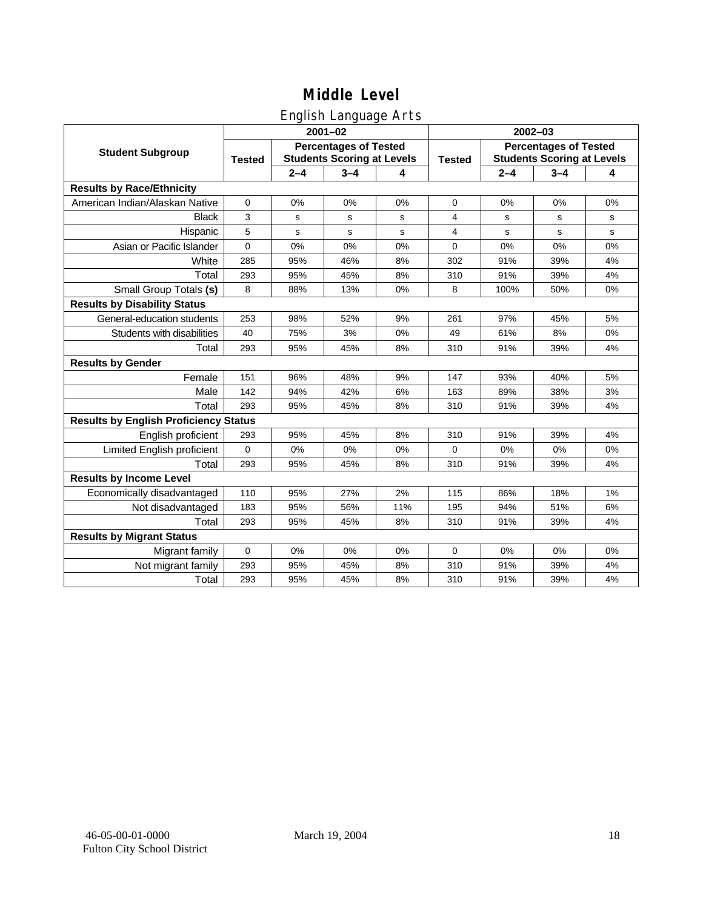# Middle Level

## English Language Arts

| Student Subgroup | 2001–02 | | | | 2002–03 | | | |
|---|---|---|---|---|---|---|---|---|
| | Tested | Percentages of Tested Students Scoring at Levels | | | Tested | Percentages of Tested Students Scoring at Levels | | |
| | | 2–4 | 3–4 | 4 | | 2–4 | 3–4 | 4 |
| **Results by Race/Ethnicity** | | | | | | | | |
| American Indian/Alaskan Native | 0 | 0% | 0% | 0% | 0 | 0% | 0% | 0% |
| Black | 3 | s | s | s | 4 | s | s | s |
| Hispanic | 5 | s | s | s | 4 | s | s | s |
| Asian or Pacific Islander | 0 | 0% | 0% | 0% | 0 | 0% | 0% | 0% |
| White | 285 | 95% | 46% | 8% | 302 | 91% | 39% | 4% |
| Total | 293 | 95% | 45% | 8% | 310 | 91% | 39% | 4% |
| Small Group Totals **(s)** | 8 | 88% | 13% | 0% | 8 | 100% | 50% | 0% |
| **Results by Disability Status** | | | | | | | | |
| General-education students | 253 | 98% | 52% | 9% | 261 | 97% | 45% | 5% |
| Students with disabilities | 40 | 75% | 3% | 0% | 49 | 61% | 8% | 0% |
| Total | 293 | 95% | 45% | 8% | 310 | 91% | 39% | 4% |
| **Results by Gender** | | | | | | | | |
| Female | 151 | 96% | 48% | 9% | 147 | 93% | 40% | 5% |
| Male | 142 | 94% | 42% | 6% | 163 | 89% | 38% | 3% |
| Total | 293 | 95% | 45% | 8% | 310 | 91% | 39% | 4% |
| **Results by English Proficiency Status** | | | | | | | | |
| English proficient | 293 | 95% | 45% | 8% | 310 | 91% | 39% | 4% |
| Limited English proficient | 0 | 0% | 0% | 0% | 0 | 0% | 0% | 0% |
| Total | 293 | 95% | 45% | 8% | 310 | 91% | 39% | 4% |
| **Results by Income Level** | | | | | | | | |
| Economically disadvantaged | 110 | 95% | 27% | 2% | 115 | 86% | 18% | 1% |
| Not disadvantaged | 183 | 95% | 56% | 11% | 195 | 94% | 51% | 6% |
| Total | 293 | 95% | 45% | 8% | 310 | 91% | 39% | 4% |
| **Results by Migrant Status** | | | | | | | | |
| Migrant family | 0 | 0% | 0% | 0% | 0 | 0% | 0% | 0% |
| Not migrant family | 293 | 95% | 45% | 8% | 310 | 91% | 39% | 4% |
| Total | 293 | 95% | 45% | 8% | 310 | 91% | 39% | 4% |

46-05-00-01-0000
Fulton City School District

March 19, 2004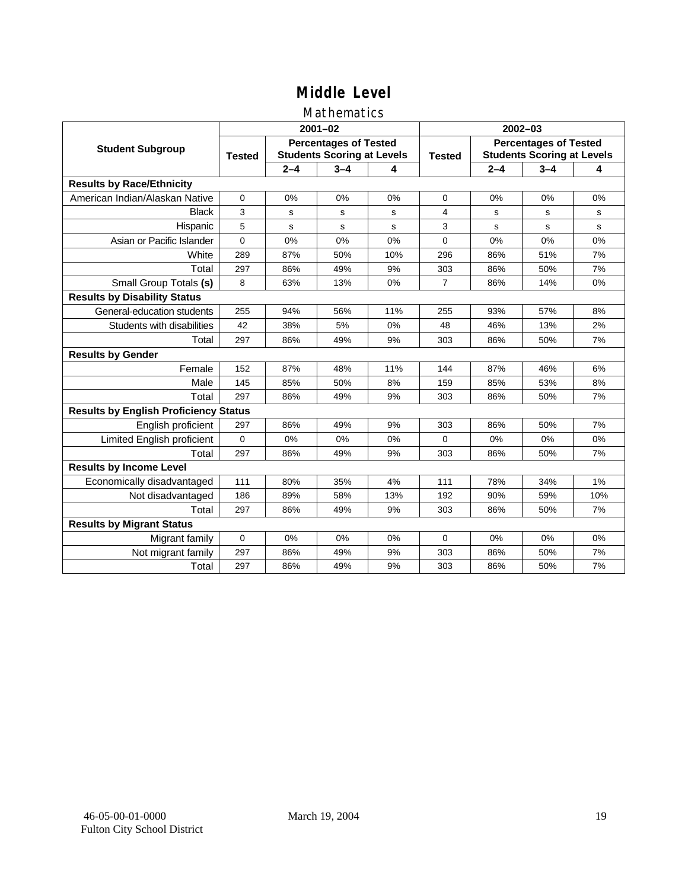# Middle Level

## Mathematics

| Student Subgroup | 2001–02 | | | | 2002–03 | | | |
|---|---|---|---|---|---|---|---|---|
| | Tested | Percentages of Tested Students Scoring at Levels | | | Tested | Percentages of Tested Students Scoring at Levels | | |
| | | 2–4 | 3–4 | 4 | | 2–4 | 3–4 | 4 |
| **Results by Race/Ethnicity** | | | | | | | | |
| American Indian/Alaskan Native | 0 | 0% | 0% | 0% | 0 | 0% | 0% | 0% |
| Black | 3 | s | s | s | 4 | s | s | s |
| Hispanic | 5 | s | s | s | 3 | s | s | s |
| Asian or Pacific Islander | 0 | 0% | 0% | 0% | 0 | 0% | 0% | 0% |
| White | 289 | 87% | 50% | 10% | 296 | 86% | 51% | 7% |
| Total | 297 | 86% | 49% | 9% | 303 | 86% | 50% | 7% |
| Small Group Totals **(s)** | 8 | 63% | 13% | 0% | 7 | 86% | 14% | 0% |
| **Results by Disability Status** | | | | | | | | |
| General-education students | 255 | 94% | 56% | 11% | 255 | 93% | 57% | 8% |
| Students with disabilities | 42 | 38% | 5% | 0% | 48 | 46% | 13% | 2% |
| Total | 297 | 86% | 49% | 9% | 303 | 86% | 50% | 7% |
| **Results by Gender** | | | | | | | | |
| Female | 152 | 87% | 48% | 11% | 144 | 87% | 46% | 6% |
| Male | 145 | 85% | 50% | 8% | 159 | 85% | 53% | 8% |
| Total | 297 | 86% | 49% | 9% | 303 | 86% | 50% | 7% |
| **Results by English Proficiency Status** | | | | | | | | |
| English proficient | 297 | 86% | 49% | 9% | 303 | 86% | 50% | 7% |
| Limited English proficient | 0 | 0% | 0% | 0% | 0 | 0% | 0% | 0% |
| Total | 297 | 86% | 49% | 9% | 303 | 86% | 50% | 7% |
| **Results by Income Level** | | | | | | | | |
| Economically disadvantaged | 111 | 80% | 35% | 4% | 111 | 78% | 34% | 1% |
| Not disadvantaged | 186 | 89% | 58% | 13% | 192 | 90% | 59% | 10% |
| Total | 297 | 86% | 49% | 9% | 303 | 86% | 50% | 7% |
| **Results by Migrant Status** | | | | | | | | |
| Migrant family | 0 | 0% | 0% | 0% | 0 | 0% | 0% | 0% |
| Not migrant family | 297 | 86% | 49% | 9% | 303 | 86% | 50% | 7% |
| Total | 297 | 86% | 49% | 9% | 303 | 86% | 50% | 7% |

46-05-00-01-0000
Fulton City School District

March 19, 2004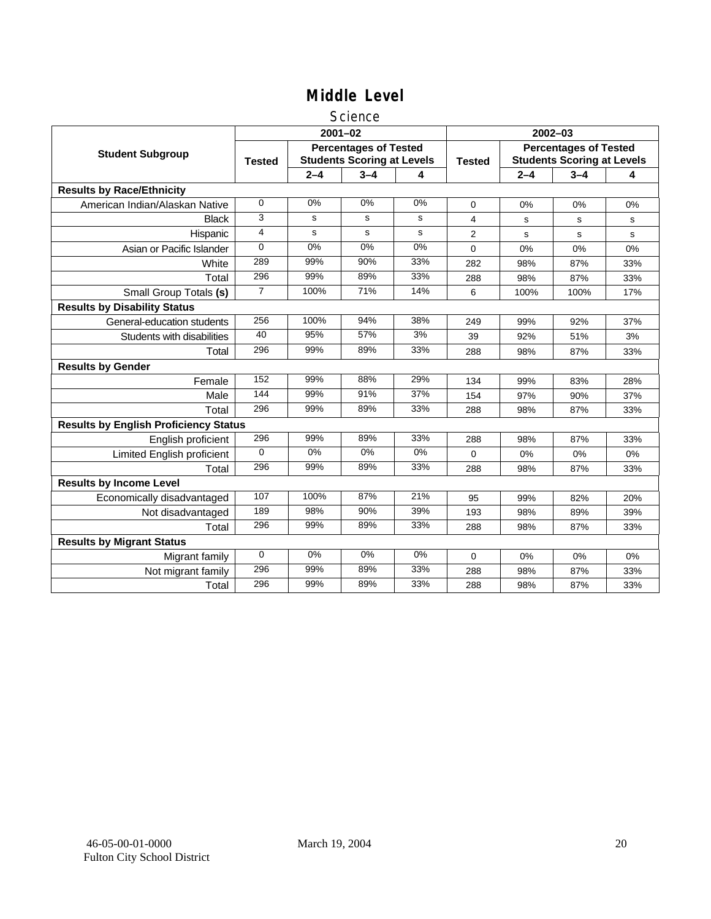# Middle Level

## Science

| Student Subgroup | 2001–02 | | | | 2002–03 | | | |
|---|---|---|---|---|---|---|---|---|
| | Tested | Percentages of Tested Students Scoring at Levels | | | Tested | Percentages of Tested Students Scoring at Levels | | |
| | | 2–4 | 3–4 | 4 | | 2–4 | 3–4 | 4 |
| **Results by Race/Ethnicity** | | | | | | | | |
| American Indian/Alaskan Native | 0 | 0% | 0% | 0% | 0 | 0% | 0% | 0% |
| Black | 3 | s | s | s | 4 | s | s | s |
| Hispanic | 4 | s | s | s | 2 | s | s | s |
| Asian or Pacific Islander | 0 | 0% | 0% | 0% | 0 | 0% | 0% | 0% |
| White | 289 | 99% | 90% | 33% | 282 | 98% | 87% | 33% |
| Total | 296 | 99% | 89% | 33% | 288 | 98% | 87% | 33% |
| Small Group Totals **(s)** | 7 | 100% | 71% | 14% | 6 | 100% | 100% | 17% |
| **Results by Disability Status** | | | | | | | | |
| General-education students | 256 | 100% | 94% | 38% | 249 | 99% | 92% | 37% |
| Students with disabilities | 40 | 95% | 57% | 3% | 39 | 92% | 51% | 3% |
| Total | 296 | 99% | 89% | 33% | 288 | 98% | 87% | 33% |
| **Results by Gender** | | | | | | | | |
| Female | 152 | 99% | 88% | 29% | 134 | 99% | 83% | 28% |
| Male | 144 | 99% | 91% | 37% | 154 | 97% | 90% | 37% |
| Total | 296 | 99% | 89% | 33% | 288 | 98% | 87% | 33% |
| **Results by English Proficiency Status** | | | | | | | | |
| English proficient | 296 | 99% | 89% | 33% | 288 | 98% | 87% | 33% |
| Limited English proficient | 0 | 0% | 0% | 0% | 0 | 0% | 0% | 0% |
| Total | 296 | 99% | 89% | 33% | 288 | 98% | 87% | 33% |
| **Results by Income Level** | | | | | | | | |
| Economically disadvantaged | 107 | 100% | 87% | 21% | 95 | 99% | 82% | 20% |
| Not disadvantaged | 189 | 98% | 90% | 39% | 193 | 98% | 89% | 39% |
| Total | 296 | 99% | 89% | 33% | 288 | 98% | 87% | 33% |
| **Results by Migrant Status** | | | | | | | | |
| Migrant family | 0 | 0% | 0% | 0% | 0 | 0% | 0% | 0% |
| Not migrant family | 296 | 99% | 89% | 33% | 288 | 98% | 87% | 33% |
| Total | 296 | 99% | 89% | 33% | 288 | 98% | 87% | 33% |

46-05-00-01-0000 March 19, 2004
Fulton City School District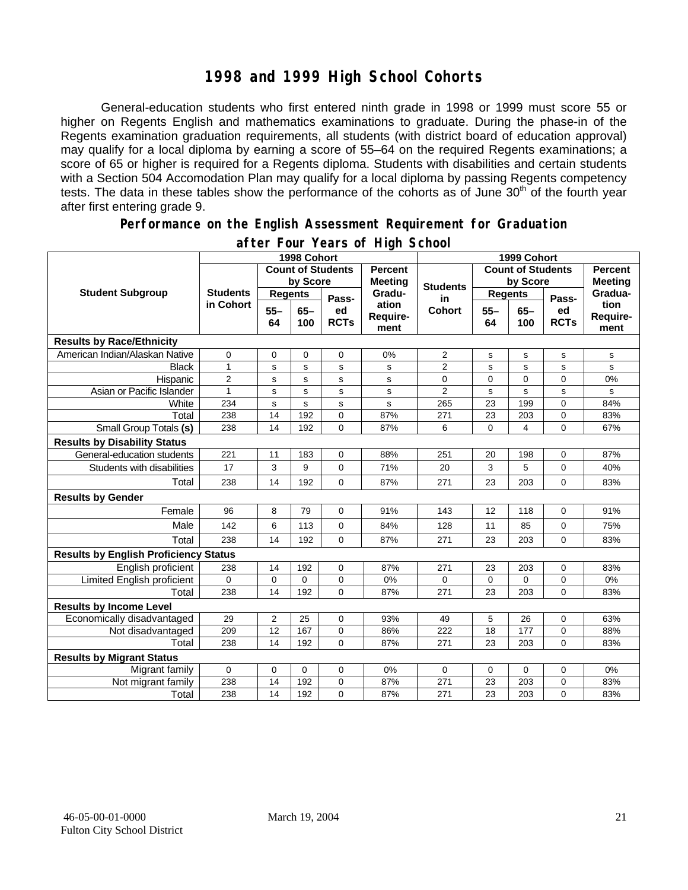# 1998 and 1999 High School Cohorts

General-education students who first entered ninth grade in 1998 or 1999 must score 55 or higher on Regents English and mathematics examinations to graduate. During the phase-in of the Regents examination graduation requirements, all students (with district board of education approval) may qualify for a local diploma by earning a score of 55–64 on the required Regents examinations; a score of 65 or higher is required for a Regents diploma. Students with disabilities and certain students with a Section 504 Accomodation Plan may qualify for a local diploma by passing Regents competency tests. The data in these tables show the performance of the cohorts as of June 30th of the fourth year after first entering grade 9.

## Performance on the English Assessment Requirement for Graduation after Four Years of High School

| Student Subgroup | 1998 Cohort | | | | | 1999 Cohort | | | | |
|---|---|---|---|---|---|---|---|---|---|---|
| | Students in Cohort | Count of Students by Score | | | Percent Meeting Graduation Requirement | Students in Cohort | Count of Students by Score | | | Percent Meeting Graduation Requirement |
| | | Regents 55–64 | Regents 65–100 | Passed RCTs | | | Regents 55–64 | Regents 65–100 | Passed RCTs | |
| **Results by Race/Ethnicity** | | | | | | | | | | |
| American Indian/Alaskan Native | 0 | 0 | 0 | 0 | 0% | 2 | s | s | s | s |
| Black | 1 | s | s | s | s | 2 | s | s | s | s |
| Hispanic | 2 | s | s | s | s | 0 | 0 | 0 | 0 | 0% |
| Asian or Pacific Islander | 1 | s | s | s | s | 2 | s | s | s | s |
| White | 234 | s | s | s | s | 265 | 23 | 199 | 0 | 84% |
| Total | 238 | 14 | 192 | 0 | 87% | 271 | 23 | 203 | 0 | 83% |
| Small Group Totals **(s)** | 238 | 14 | 192 | 0 | 87% | 6 | 0 | 4 | 0 | 67% |
| **Results by Disability Status** | | | | | | | | | | |
| General-education students | 221 | 11 | 183 | 0 | 88% | 251 | 20 | 198 | 0 | 87% |
| Students with disabilities | 17 | 3 | 9 | 0 | 71% | 20 | 3 | 5 | 0 | 40% |
| Total | 238 | 14 | 192 | 0 | 87% | 271 | 23 | 203 | 0 | 83% |
| **Results by Gender** | | | | | | | | | | |
| Female | 96 | 8 | 79 | 0 | 91% | 143 | 12 | 118 | 0 | 91% |
| Male | 142 | 6 | 113 | 0 | 84% | 128 | 11 | 85 | 0 | 75% |
| Total | 238 | 14 | 192 | 0 | 87% | 271 | 23 | 203 | 0 | 83% |
| **Results by English Proficiency Status** | | | | | | | | | | |
| English proficient | 238 | 14 | 192 | 0 | 87% | 271 | 23 | 203 | 0 | 83% |
| Limited English proficient | 0 | 0 | 0 | 0 | 0% | 0 | 0 | 0 | 0 | 0% |
| Total | 238 | 14 | 192 | 0 | 87% | 271 | 23 | 203 | 0 | 83% |
| **Results by Income Level** | | | | | | | | | | |
| Economically disadvantaged | 29 | 2 | 25 | 0 | 93% | 49 | 5 | 26 | 0 | 63% |
| Not disadvantaged | 209 | 12 | 167 | 0 | 86% | 222 | 18 | 177 | 0 | 88% |
| Total | 238 | 14 | 192 | 0 | 87% | 271 | 23 | 203 | 0 | 83% |
| **Results by Migrant Status** | | | | | | | | | | |
| Migrant family | 0 | 0 | 0 | 0 | 0% | 0 | 0 | 0 | 0 | 0% |
| Not migrant family | 238 | 14 | 192 | 0 | 87% | 271 | 23 | 203 | 0 | 83% |
| Total | 238 | 14 | 192 | 0 | 87% | 271 | 23 | 203 | 0 | 83% |

46-05-00-01-0000 March 19, 2004
Fulton City School District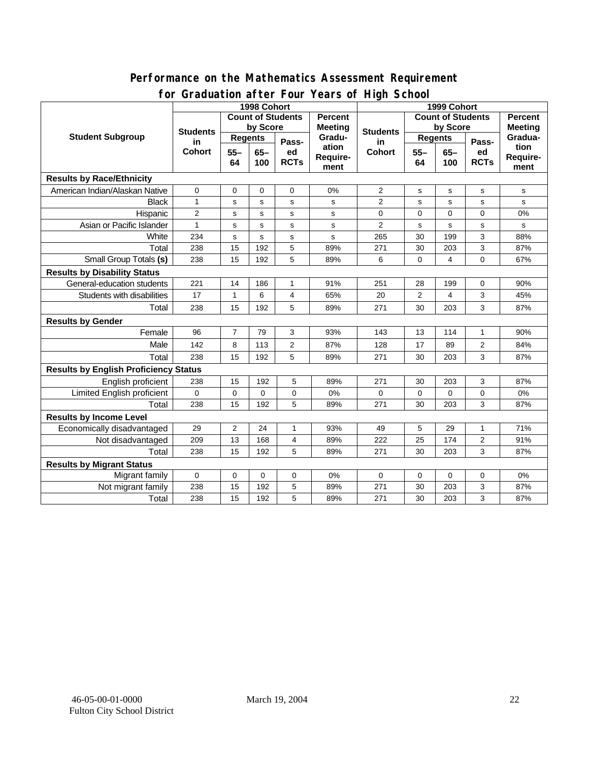# Performance on the Mathematics Assessment Requirement for Graduation after Four Years of High School

| Student Subgroup | 1998 Cohort | | | | | 1999 Cohort | | | | |
|---|---|---|---|---|---|---|---|---|---|---|
| | Students in Cohort | Count of Students by Score | | | Percent Meeting Graduation Requirement | Students in Cohort | Count of Students by Score | | | Percent Meeting Graduation Requirement |
| | | Regents | | Passed RCTs | | | Regents | | Passed RCTs | |
| | | 55–64 | 65–100 | | | | 55–64 | 65–100 | | |
| **Results by Race/Ethnicity** | | | | | | | | | | |
| American Indian/Alaskan Native | 0 | 0 | 0 | 0 | 0% | 2 | s | s | s | s |
| Black | 1 | s | s | s | s | 2 | s | s | s | s |
| Hispanic | 2 | s | s | s | s | 0 | 0 | 0 | 0 | 0% |
| Asian or Pacific Islander | 1 | s | s | s | s | 2 | s | s | s | s |
| White | 234 | s | s | s | s | 265 | 30 | 199 | 3 | 88% |
| Total | 238 | 15 | 192 | 5 | 89% | 271 | 30 | 203 | 3 | 87% |
| Small Group Totals **(s)** | 238 | 15 | 192 | 5 | 89% | 6 | 0 | 4 | 0 | 67% |
| **Results by Disability Status** | | | | | | | | | | |
| General-education students | 221 | 14 | 186 | 1 | 91% | 251 | 28 | 199 | 0 | 90% |
| Students with disabilities | 17 | 1 | 6 | 4 | 65% | 20 | 2 | 4 | 3 | 45% |
| Total | 238 | 15 | 192 | 5 | 89% | 271 | 30 | 203 | 3 | 87% |
| **Results by Gender** | | | | | | | | | | |
| Female | 96 | 7 | 79 | 3 | 93% | 143 | 13 | 114 | 1 | 90% |
| Male | 142 | 8 | 113 | 2 | 87% | 128 | 17 | 89 | 2 | 84% |
| Total | 238 | 15 | 192 | 5 | 89% | 271 | 30 | 203 | 3 | 87% |
| **Results by English Proficiency Status** | | | | | | | | | | |
| English proficient | 238 | 15 | 192 | 5 | 89% | 271 | 30 | 203 | 3 | 87% |
| Limited English proficient | 0 | 0 | 0 | 0 | 0% | 0 | 0 | 0 | 0 | 0% |
| Total | 238 | 15 | 192 | 5 | 89% | 271 | 30 | 203 | 3 | 87% |
| **Results by Income Level** | | | | | | | | | | |
| Economically disadvantaged | 29 | 2 | 24 | 1 | 93% | 49 | 5 | 29 | 1 | 71% |
| Not disadvantaged | 209 | 13 | 168 | 4 | 89% | 222 | 25 | 174 | 2 | 91% |
| Total | 238 | 15 | 192 | 5 | 89% | 271 | 30 | 203 | 3 | 87% |
| **Results by Migrant Status** | | | | | | | | | | |
| Migrant family | 0 | 0 | 0 | 0 | 0% | 0 | 0 | 0 | 0 | 0% |
| Not migrant family | 238 | 15 | 192 | 5 | 89% | 271 | 30 | 203 | 3 | 87% |
| Total | 238 | 15 | 192 | 5 | 89% | 271 | 30 | 203 | 3 | 87% |

46-05-00-01-0000 March 19, 2004
Fulton City School District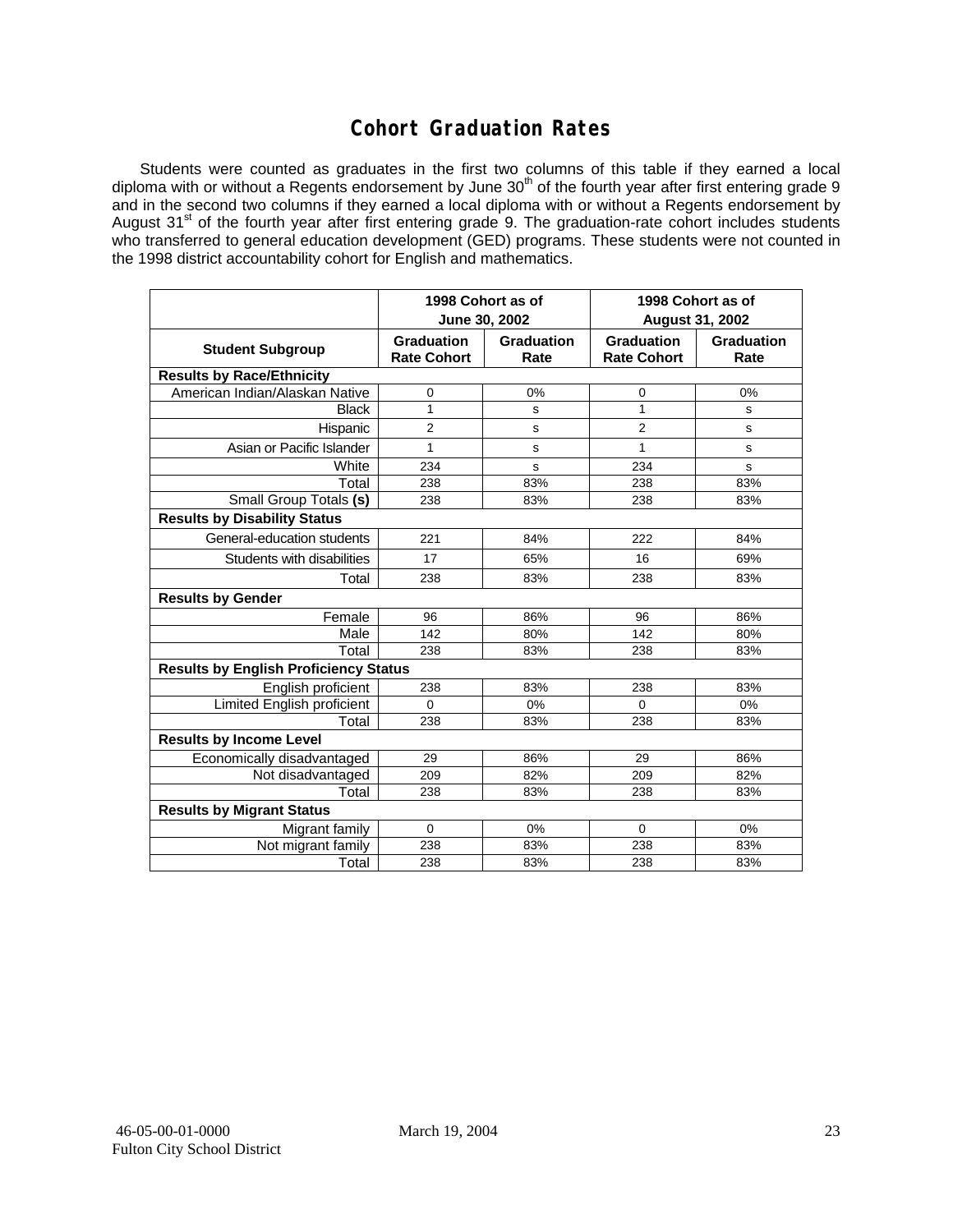# Cohort Graduation Rates

Students were counted as graduates in the first two columns of this table if they earned a local diploma with or without a Regents endorsement by June 30th of the fourth year after first entering grade 9 and in the second two columns if they earned a local diploma with or without a Regents endorsement by August 31st of the fourth year after first entering grade 9. The graduation-rate cohort includes students who transferred to general education development (GED) programs. These students were not counted in the 1998 district accountability cohort for English and mathematics.

| | 1998 Cohort as of June 30, 2002 | | 1998 Cohort as of August 31, 2002 | |
|---|---|---|---|---|
| **Student Subgroup** | **Graduation Rate Cohort** | **Graduation Rate** | **Graduation Rate Cohort** | **Graduation Rate** |
| **Results by Race/Ethnicity** | | | | |
| American Indian/Alaskan Native | 0 | 0% | 0 | 0% |
| Black | 1 | s | 1 | s |
| Hispanic | 2 | s | 2 | s |
| Asian or Pacific Islander | 1 | s | 1 | s |
| White | 234 | s | 234 | s |
| Total | 238 | 83% | 238 | 83% |
| Small Group Totals **(s)** | 238 | 83% | 238 | 83% |
| **Results by Disability Status** | | | | |
| General-education students | 221 | 84% | 222 | 84% |
| Students with disabilities | 17 | 65% | 16 | 69% |
| Total | 238 | 83% | 238 | 83% |
| **Results by Gender** | | | | |
| Female | 96 | 86% | 96 | 86% |
| Male | 142 | 80% | 142 | 80% |
| Total | 238 | 83% | 238 | 83% |
| **Results by English Proficiency Status** | | | | |
| English proficient | 238 | 83% | 238 | 83% |
| Limited English proficient | 0 | 0% | 0 | 0% |
| Total | 238 | 83% | 238 | 83% |
| **Results by Income Level** | | | | |
| Economically disadvantaged | 29 | 86% | 29 | 86% |
| Not disadvantaged | 209 | 82% | 209 | 82% |
| Total | 238 | 83% | 238 | 83% |
| **Results by Migrant Status** | | | | |
| Migrant family | 0 | 0% | 0 | 0% |
| Not migrant family | 238 | 83% | 238 | 83% |
| Total | 238 | 83% | 238 | 83% |

46-05-00-01-0000
Fulton City School District

March 19, 2004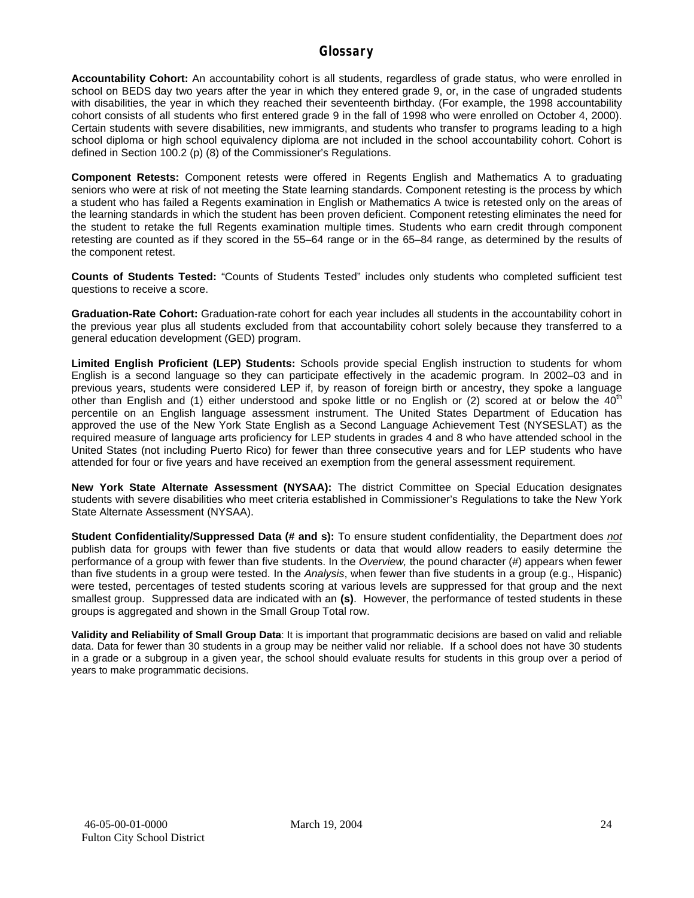# Glossary

**Accountability Cohort:** An accountability cohort is all students, regardless of grade status, who were enrolled in school on BEDS day two years after the year in which they entered grade 9, or, in the case of ungraded students with disabilities, the year in which they reached their seventeenth birthday. (For example, the 1998 accountability cohort consists of all students who first entered grade 9 in the fall of 1998 who were enrolled on October 4, 2000). Certain students with severe disabilities, new immigrants, and students who transfer to programs leading to a high school diploma or high school equivalency diploma are not included in the school accountability cohort. Cohort is defined in Section 100.2 (p) (8) of the Commissioner's Regulations.

**Component Retests:** Component retests were offered in Regents English and Mathematics A to graduating seniors who were at risk of not meeting the State learning standards. Component retesting is the process by which a student who has failed a Regents examination in English or Mathematics A twice is retested only on the areas of the learning standards in which the student has been proven deficient. Component retesting eliminates the need for the student to retake the full Regents examination multiple times. Students who earn credit through component retesting are counted as if they scored in the 55–64 range or in the 65–84 range, as determined by the results of the component retest.

**Counts of Students Tested:** "Counts of Students Tested" includes only students who completed sufficient test questions to receive a score.

**Graduation-Rate Cohort:** Graduation-rate cohort for each year includes all students in the accountability cohort in the previous year plus all students excluded from that accountability cohort solely because they transferred to a general education development (GED) program.

**Limited English Proficient (LEP) Students:** Schools provide special English instruction to students for whom English is a second language so they can participate effectively in the academic program. In 2002–03 and in previous years, students were considered LEP if, by reason of foreign birth or ancestry, they spoke a language other than English and (1) either understood and spoke little or no English or (2) scored at or below the 40th percentile on an English language assessment instrument. The United States Department of Education has approved the use of the New York State English as a Second Language Achievement Test (NYSESLAT) as the required measure of language arts proficiency for LEP students in grades 4 and 8 who have attended school in the United States (not including Puerto Rico) for fewer than three consecutive years and for LEP students who have attended for four or five years and have received an exemption from the general assessment requirement.

**New York State Alternate Assessment (NYSAA):** The district Committee on Special Education designates students with severe disabilities who meet criteria established in Commissioner's Regulations to take the New York State Alternate Assessment (NYSAA).

**Student Confidentiality/Suppressed Data (# and s):** To ensure student confidentiality, the Department does *not* publish data for groups with fewer than five students or data that would allow readers to easily determine the performance of a group with fewer than five students. In the *Overview,* the pound character (#) appears when fewer than five students in a group were tested. In the *Analysis*, when fewer than five students in a group (e.g., Hispanic) were tested, percentages of tested students scoring at various levels are suppressed for that group and the next smallest group. Suppressed data are indicated with an **(s)**. However, the performance of tested students in these groups is aggregated and shown in the Small Group Total row.

**Validity and Reliability of Small Group Data**: It is important that programmatic decisions are based on valid and reliable data. Data for fewer than 30 students in a group may be neither valid nor reliable. If a school does not have 30 students in a grade or a subgroup in a given year, the school should evaluate results for students in this group over a period of years to make programmatic decisions.